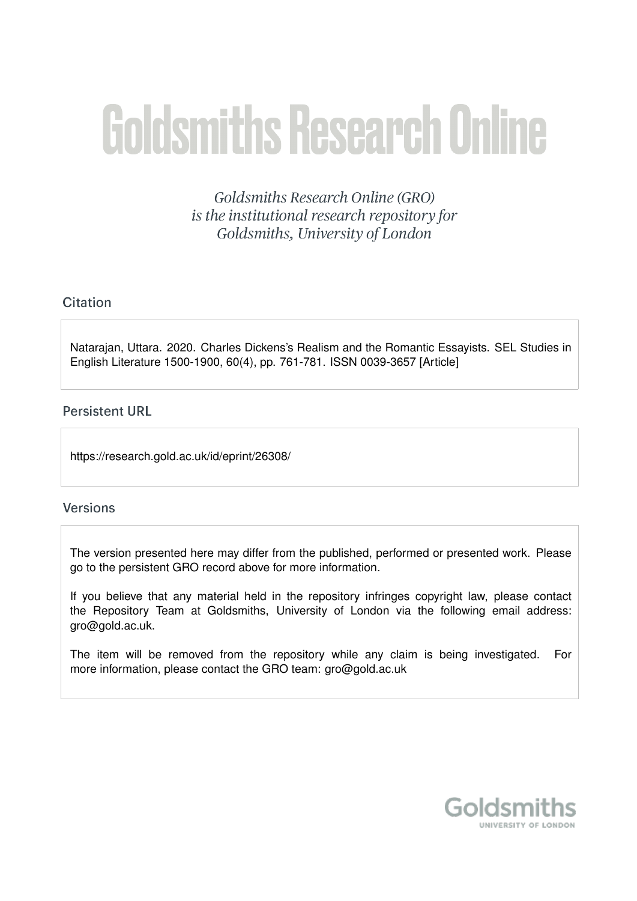# Goldsmiths Research Online

*Goldsmiths Research Online (GRO) is the institutional research repository for Goldsmiths, University of London*

## Citation

Natarajan, Uttara. 2020. Charles Dickens's Realism and the Romantic Essayists. SEL Studies in English Literature 1500-1900, 60(4), pp. 761-781. ISSN 0039-3657 [Article]

## Persistent URL

https://research.gold.ac.uk/id/eprint/26308/

## Versions

The version presented here may differ from the published, performed or presented work. Please go to the persistent GRO record above for more information.

If you believe that any material held in the repository infringes copyright law, please contact the Repository Team at Goldsmiths, University of London via the following email address: gro@gold.ac.uk.

The item will be removed from the repository while any claim is being investigated. For more information, please contact the GRO team: gro@gold.ac.uk

Goldsmiths
UNIVERSITY OF LONDON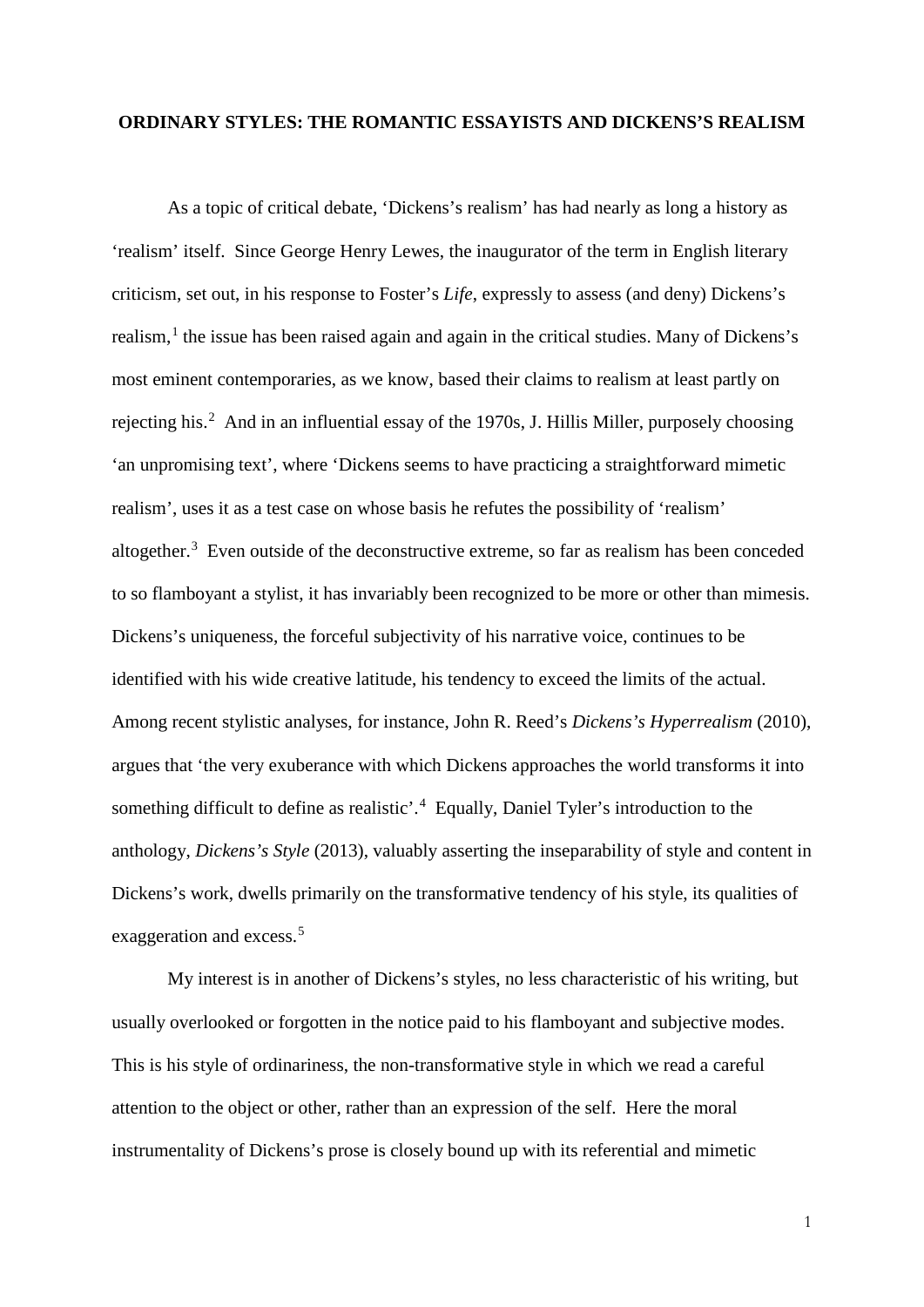**ORDINARY STYLES: THE ROMANTIC ESSAYISTS AND DICKENS'S REALISM**

As a topic of critical debate, 'Dickens's realism' has had nearly as long a history as 'realism' itself. Since George Henry Lewes, the inaugurator of the term in English literary criticism, set out, in his response to Foster's *Life*, expressly to assess (and deny) Dickens's realism,[1] the issue has been raised again and again in the critical studies. Many of Dickens's most eminent contemporaries, as we know, based their claims to realism at least partly on rejecting his.[2] And in an influential essay of the 1970s, J. Hillis Miller, purposely choosing 'an unpromising text', where 'Dickens seems to have practicing a straightforward mimetic realism', uses it as a test case on whose basis he refutes the possibility of 'realism' altogether.[3] Even outside of the deconstructive extreme, so far as realism has been conceded to so flamboyant a stylist, it has invariably been recognized to be more or other than mimesis. Dickens's uniqueness, the forceful subjectivity of his narrative voice, continues to be identified with his wide creative latitude, his tendency to exceed the limits of the actual. Among recent stylistic analyses, for instance, John R. Reed's *Dickens's Hyperrealism* (2010), argues that 'the very exuberance with which Dickens approaches the world transforms it into something difficult to define as realistic'.[4] Equally, Daniel Tyler's introduction to the anthology, *Dickens's Style* (2013), valuably asserting the inseparability of style and content in Dickens's work, dwells primarily on the transformative tendency of his style, its qualities of exaggeration and excess.[5]

My interest is in another of Dickens's styles, no less characteristic of his writing, but usually overlooked or forgotten in the notice paid to his flamboyant and subjective modes. This is his style of ordinariness, the non-transformative style in which we read a careful attention to the object or other, rather than an expression of the self. Here the moral instrumentality of Dickens's prose is closely bound up with its referential and mimetic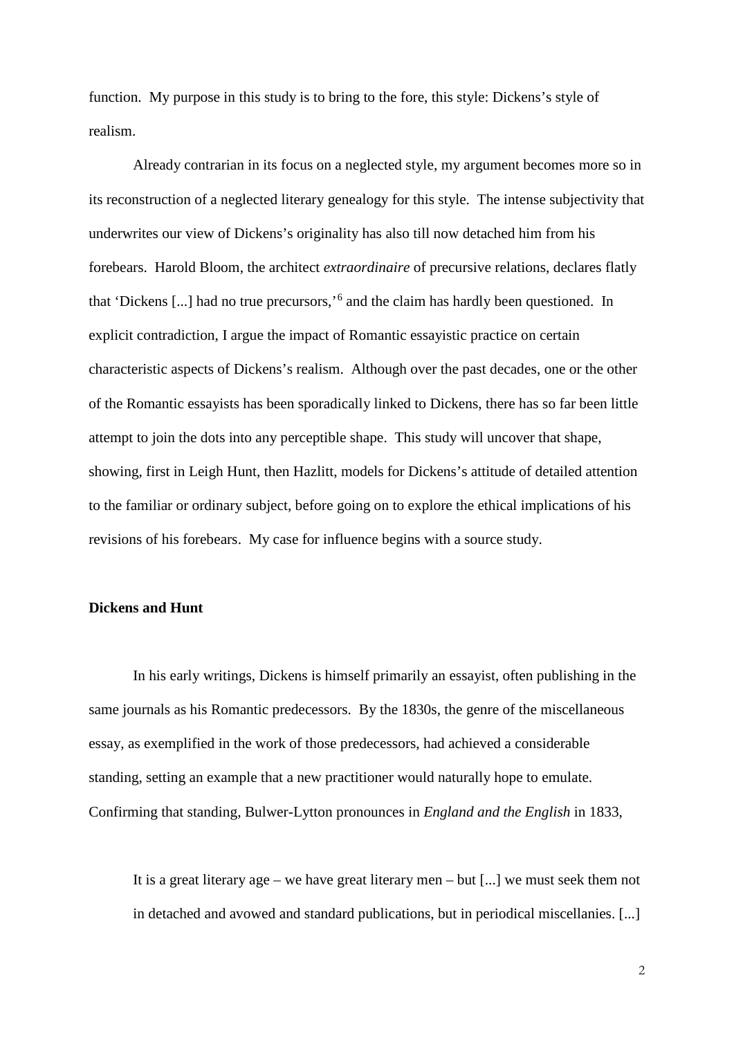function. My purpose in this study is to bring to the fore, this style: Dickens's style of realism.

Already contrarian in its focus on a neglected style, my argument becomes more so in its reconstruction of a neglected literary genealogy for this style. The intense subjectivity that underwrites our view of Dickens's originality has also till now detached him from his forebears. Harold Bloom, the architect *extraordinaire* of precursive relations, declares flatly that 'Dickens [...] had no true precursors,'[6] and the claim has hardly been questioned. In explicit contradiction, I argue the impact of Romantic essayistic practice on certain characteristic aspects of Dickens's realism. Although over the past decades, one or the other of the Romantic essayists has been sporadically linked to Dickens, there has so far been little attempt to join the dots into any perceptible shape. This study will uncover that shape, showing, first in Leigh Hunt, then Hazlitt, models for Dickens's attitude of detailed attention to the familiar or ordinary subject, before going on to explore the ethical implications of his revisions of his forebears. My case for influence begins with a source study.

**Dickens and Hunt**

In his early writings, Dickens is himself primarily an essayist, often publishing in the same journals as his Romantic predecessors. By the 1830s, the genre of the miscellaneous essay, as exemplified in the work of those predecessors, had achieved a considerable standing, setting an example that a new practitioner would naturally hope to emulate. Confirming that standing, Bulwer-Lytton pronounces in *England and the English* in 1833,

> It is a great literary age – we have great literary men – but [...] we must seek them not in detached and avowed and standard publications, but in periodical miscellanies. [...]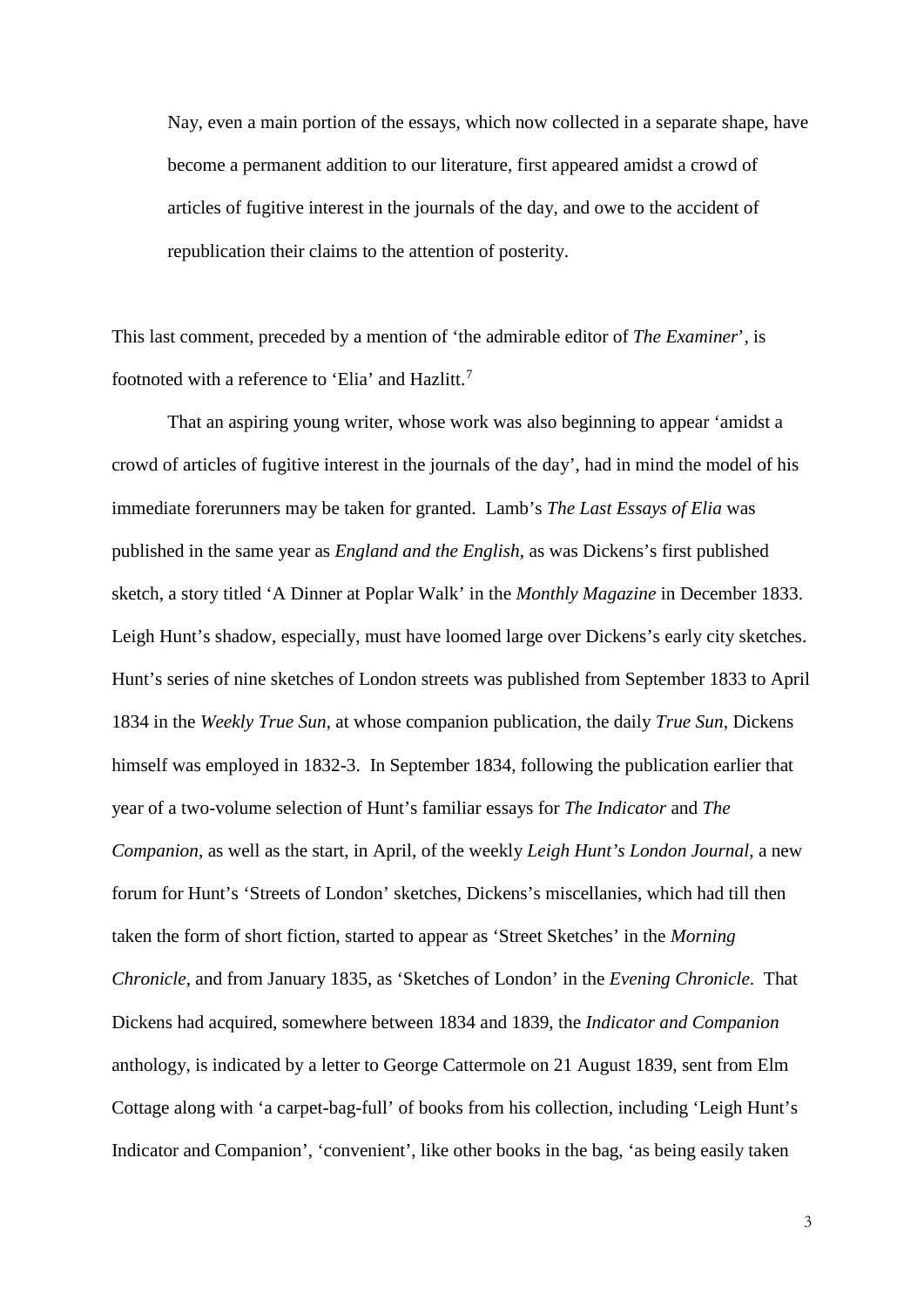> Nay, even a main portion of the essays, which now collected in a separate shape, have become a permanent addition to our literature, first appeared amidst a crowd of articles of fugitive interest in the journals of the day, and owe to the accident of republication their claims to the attention of posterity.

This last comment, preceded by a mention of 'the admirable editor of *The Examiner*', is footnoted with a reference to 'Elia' and Hazlitt.[7]

That an aspiring young writer, whose work was also beginning to appear 'amidst a crowd of articles of fugitive interest in the journals of the day', had in mind the model of his immediate forerunners may be taken for granted. Lamb's *The Last Essays of Elia* was published in the same year as *England and the English*, as was Dickens's first published sketch, a story titled 'A Dinner at Poplar Walk' in the *Monthly Magazine* in December 1833. Leigh Hunt's shadow, especially, must have loomed large over Dickens's early city sketches. Hunt's series of nine sketches of London streets was published from September 1833 to April 1834 in the *Weekly True Sun*, at whose companion publication, the daily *True Sun*, Dickens himself was employed in 1832-3. In September 1834, following the publication earlier that year of a two-volume selection of Hunt's familiar essays for *The Indicator* and *The Companion*, as well as the start, in April, of the weekly *Leigh Hunt's London Journal*, a new forum for Hunt's 'Streets of London' sketches, Dickens's miscellanies, which had till then taken the form of short fiction, started to appear as 'Street Sketches' in the *Morning Chronicle*, and from January 1835, as 'Sketches of London' in the *Evening Chronicle*. That Dickens had acquired, somewhere between 1834 and 1839, the *Indicator and Companion* anthology, is indicated by a letter to George Cattermole on 21 August 1839, sent from Elm Cottage along with 'a carpet-bag-full' of books from his collection, including 'Leigh Hunt's Indicator and Companion', 'convenient', like other books in the bag, 'as being easily taken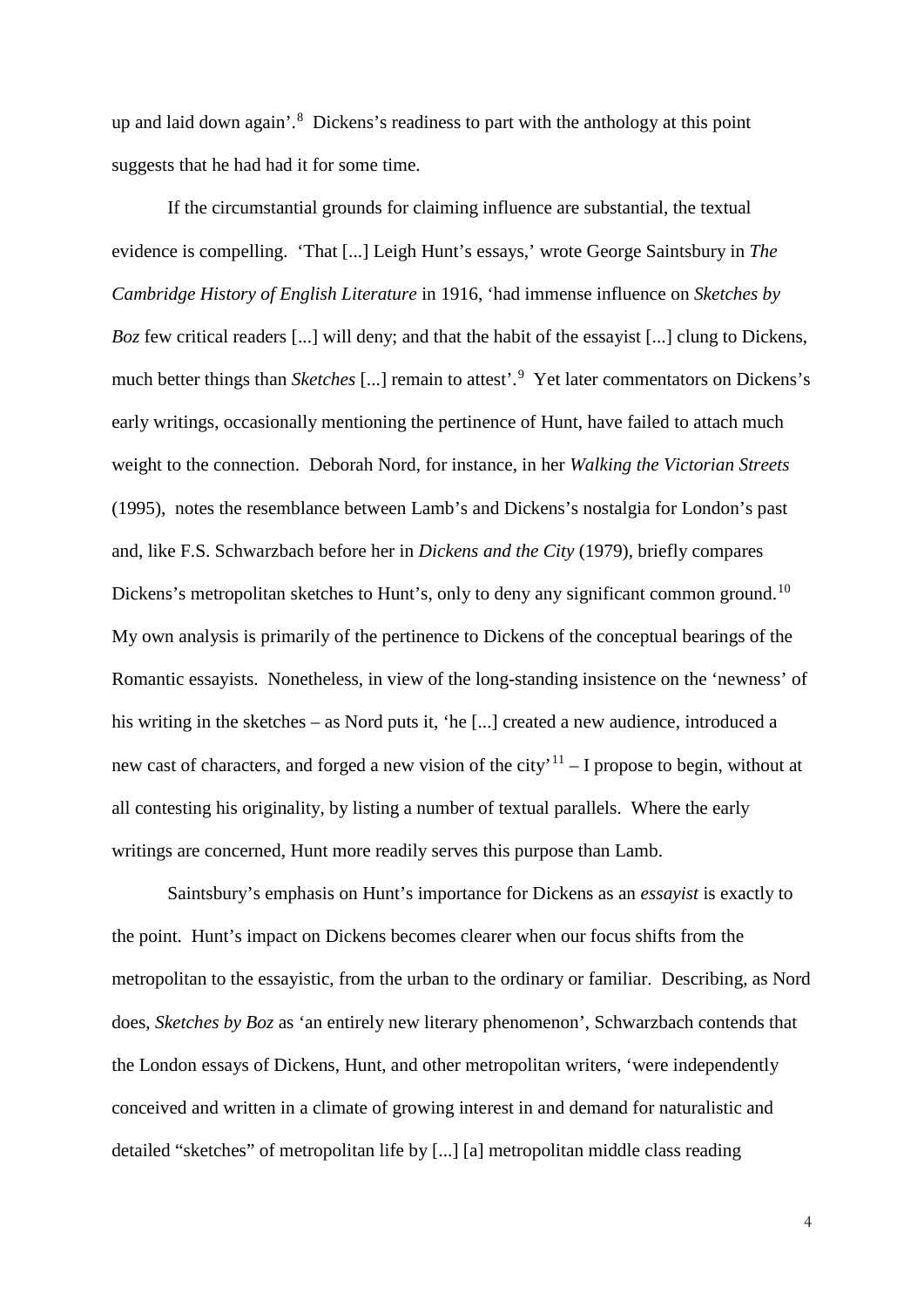up and laid down again'.[8] Dickens's readiness to part with the anthology at this point suggests that he had had it for some time.

If the circumstantial grounds for claiming influence are substantial, the textual evidence is compelling. 'That [...] Leigh Hunt's essays,' wrote George Saintsbury in *The Cambridge History of English Literature* in 1916, 'had immense influence on *Sketches by Boz* few critical readers [...] will deny; and that the habit of the essayist [...] clung to Dickens, much better things than *Sketches* [...] remain to attest'.[9] Yet later commentators on Dickens's early writings, occasionally mentioning the pertinence of Hunt, have failed to attach much weight to the connection. Deborah Nord, for instance, in her *Walking the Victorian Streets* (1995), notes the resemblance between Lamb's and Dickens's nostalgia for London's past and, like F.S. Schwarzbach before her in *Dickens and the City* (1979), briefly compares Dickens's metropolitan sketches to Hunt's, only to deny any significant common ground.[10] My own analysis is primarily of the pertinence to Dickens of the conceptual bearings of the Romantic essayists. Nonetheless, in view of the long-standing insistence on the 'newness' of his writing in the sketches – as Nord puts it, 'he [...] created a new audience, introduced a new cast of characters, and forged a new vision of the city'[11] – I propose to begin, without at all contesting his originality, by listing a number of textual parallels. Where the early writings are concerned, Hunt more readily serves this purpose than Lamb.

Saintsbury's emphasis on Hunt's importance for Dickens as an *essayist* is exactly to the point. Hunt's impact on Dickens becomes clearer when our focus shifts from the metropolitan to the essayistic, from the urban to the ordinary or familiar. Describing, as Nord does, *Sketches by Boz* as 'an entirely new literary phenomenon', Schwarzbach contends that the London essays of Dickens, Hunt, and other metropolitan writers, 'were independently conceived and written in a climate of growing interest in and demand for naturalistic and detailed "sketches" of metropolitan life by [...] [a] metropolitan middle class reading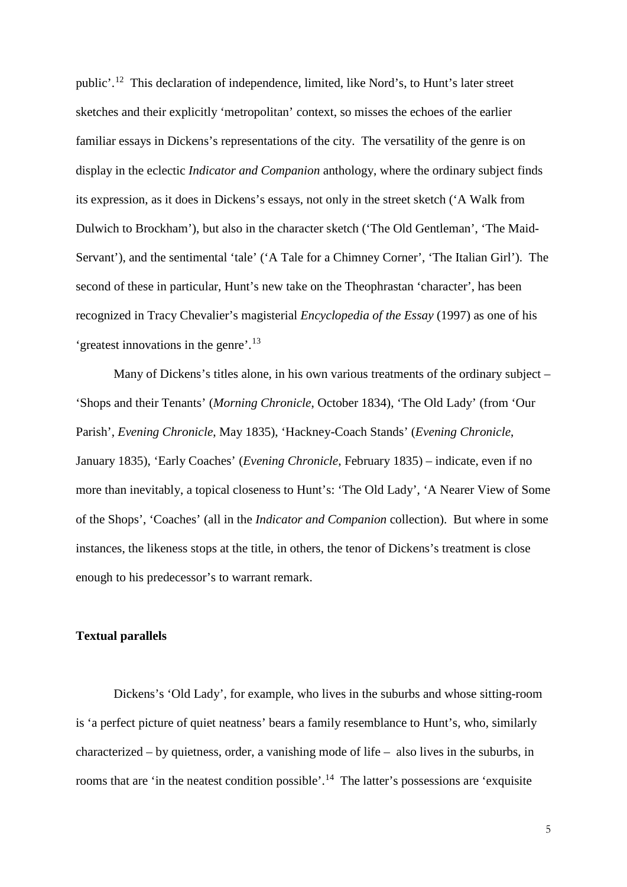public'.[12] This declaration of independence, limited, like Nord's, to Hunt's later street sketches and their explicitly 'metropolitan' context, so misses the echoes of the earlier familiar essays in Dickens's representations of the city. The versatility of the genre is on display in the eclectic *Indicator and Companion* anthology, where the ordinary subject finds its expression, as it does in Dickens's essays, not only in the street sketch ('A Walk from Dulwich to Brockham'), but also in the character sketch ('The Old Gentleman', 'The Maid-Servant'), and the sentimental 'tale' ('A Tale for a Chimney Corner', 'The Italian Girl'). The second of these in particular, Hunt's new take on the Theophrastan 'character', has been recognized in Tracy Chevalier's magisterial *Encyclopedia of the Essay* (1997) as one of his 'greatest innovations in the genre'.[13]

Many of Dickens's titles alone, in his own various treatments of the ordinary subject – 'Shops and their Tenants' (*Morning Chronicle*, October 1834), 'The Old Lady' (from 'Our Parish', *Evening Chronicle*, May 1835), 'Hackney-Coach Stands' (*Evening Chronicle*, January 1835), 'Early Coaches' (*Evening Chronicle*, February 1835) – indicate, even if no more than inevitably, a topical closeness to Hunt's: 'The Old Lady', 'A Nearer View of Some of the Shops', 'Coaches' (all in the *Indicator and Companion* collection). But where in some instances, the likeness stops at the title, in others, the tenor of Dickens's treatment is close enough to his predecessor's to warrant remark.

**Textual parallels**

Dickens's 'Old Lady', for example, who lives in the suburbs and whose sitting-room is 'a perfect picture of quiet neatness' bears a family resemblance to Hunt's, who, similarly characterized – by quietness, order, a vanishing mode of life – also lives in the suburbs, in rooms that are 'in the neatest condition possible'.[14] The latter's possessions are 'exquisite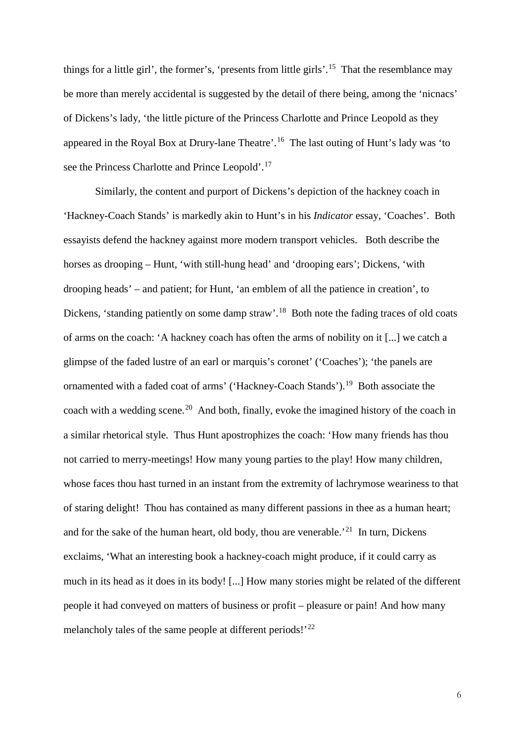things for a little girl', the former's, 'presents from little girls'.[15] That the resemblance may be more than merely accidental is suggested by the detail of there being, among the 'nicnacs' of Dickens's lady, 'the little picture of the Princess Charlotte and Prince Leopold as they appeared in the Royal Box at Drury-lane Theatre'.[16] The last outing of Hunt's lady was 'to see the Princess Charlotte and Prince Leopold'.[17]

Similarly, the content and purport of Dickens's depiction of the hackney coach in 'Hackney-Coach Stands' is markedly akin to Hunt's in his *Indicator* essay, 'Coaches'. Both essayists defend the hackney against more modern transport vehicles. Both describe the horses as drooping – Hunt, 'with still-hung head' and 'drooping ears'; Dickens, 'with drooping heads' – and patient; for Hunt, 'an emblem of all the patience in creation', to Dickens, 'standing patiently on some damp straw'.[18] Both note the fading traces of old coats of arms on the coach: 'A hackney coach has often the arms of nobility on it [...] we catch a glimpse of the faded lustre of an earl or marquis's coronet' ('Coaches'); 'the panels are ornamented with a faded coat of arms' ('Hackney-Coach Stands').[19] Both associate the coach with a wedding scene.[20] And both, finally, evoke the imagined history of the coach in a similar rhetorical style. Thus Hunt apostrophizes the coach: 'How many friends has thou not carried to merry-meetings! How many young parties to the play! How many children, whose faces thou hast turned in an instant from the extremity of lachrymose weariness to that of staring delight! Thou has contained as many different passions in thee as a human heart; and for the sake of the human heart, old body, thou are venerable.'[21] In turn, Dickens exclaims, 'What an interesting book a hackney-coach might produce, if it could carry as much in its head as it does in its body! [...] How many stories might be related of the different people it had conveyed on matters of business or profit – pleasure or pain! And how many melancholy tales of the same people at different periods!'[22]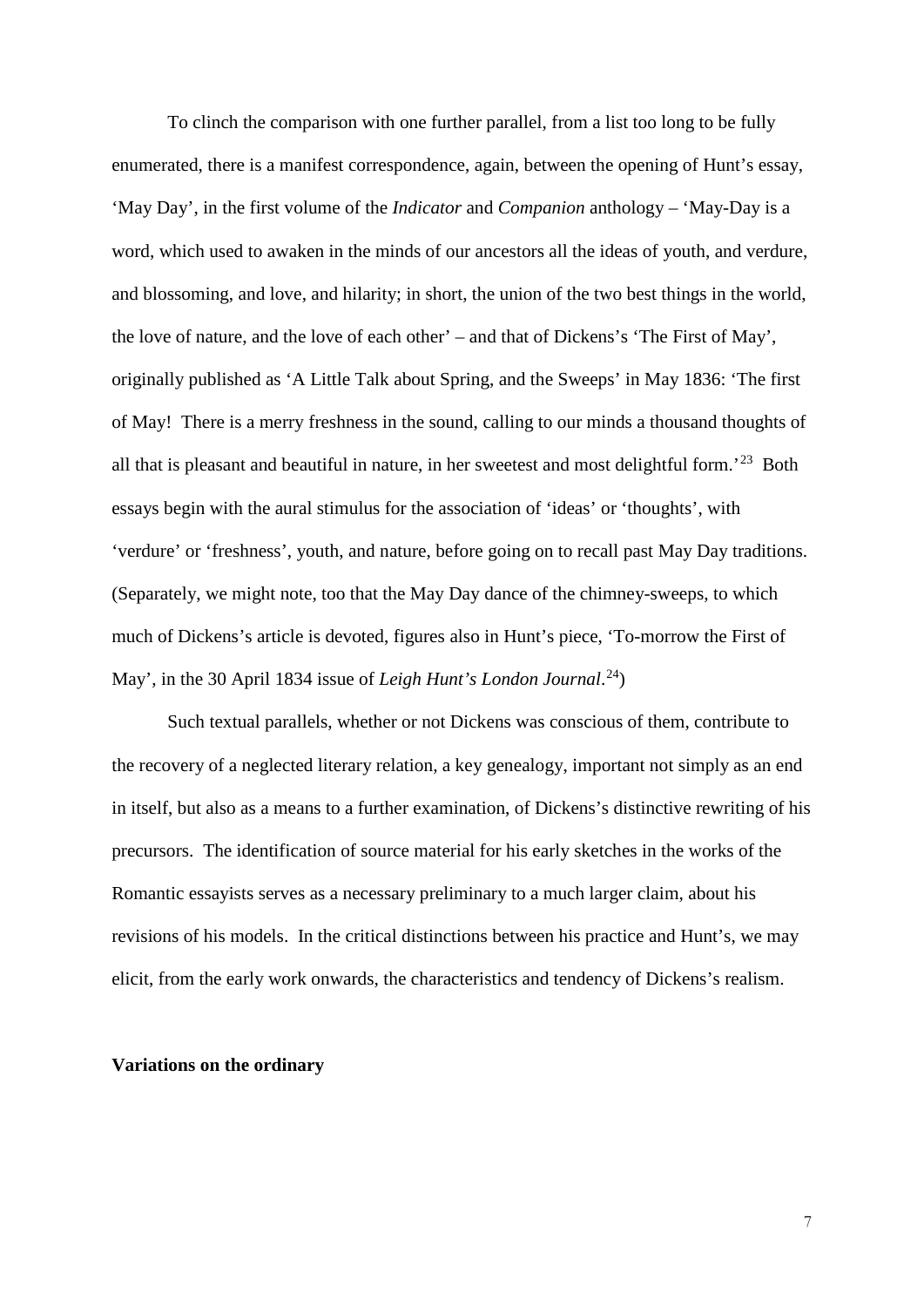To clinch the comparison with one further parallel, from a list too long to be fully enumerated, there is a manifest correspondence, again, between the opening of Hunt's essay, 'May Day', in the first volume of the *Indicator* and *Companion* anthology – 'May-Day is a word, which used to awaken in the minds of our ancestors all the ideas of youth, and verdure, and blossoming, and love, and hilarity; in short, the union of the two best things in the world, the love of nature, and the love of each other' – and that of Dickens's 'The First of May', originally published as 'A Little Talk about Spring, and the Sweeps' in May 1836: 'The first of May! There is a merry freshness in the sound, calling to our minds a thousand thoughts of all that is pleasant and beautiful in nature, in her sweetest and most delightful form.'[23] Both essays begin with the aural stimulus for the association of 'ideas' or 'thoughts', with 'verdure' or 'freshness', youth, and nature, before going on to recall past May Day traditions. (Separately, we might note, too that the May Day dance of the chimney-sweeps, to which much of Dickens's article is devoted, figures also in Hunt's piece, 'To-morrow the First of May', in the 30 April 1834 issue of *Leigh Hunt's London Journal*.[24])

Such textual parallels, whether or not Dickens was conscious of them, contribute to the recovery of a neglected literary relation, a key genealogy, important not simply as an end in itself, but also as a means to a further examination, of Dickens's distinctive rewriting of his precursors. The identification of source material for his early sketches in the works of the Romantic essayists serves as a necessary preliminary to a much larger claim, about his revisions of his models. In the critical distinctions between his practice and Hunt's, we may elicit, from the early work onwards, the characteristics and tendency of Dickens's realism.

**Variations on the ordinary**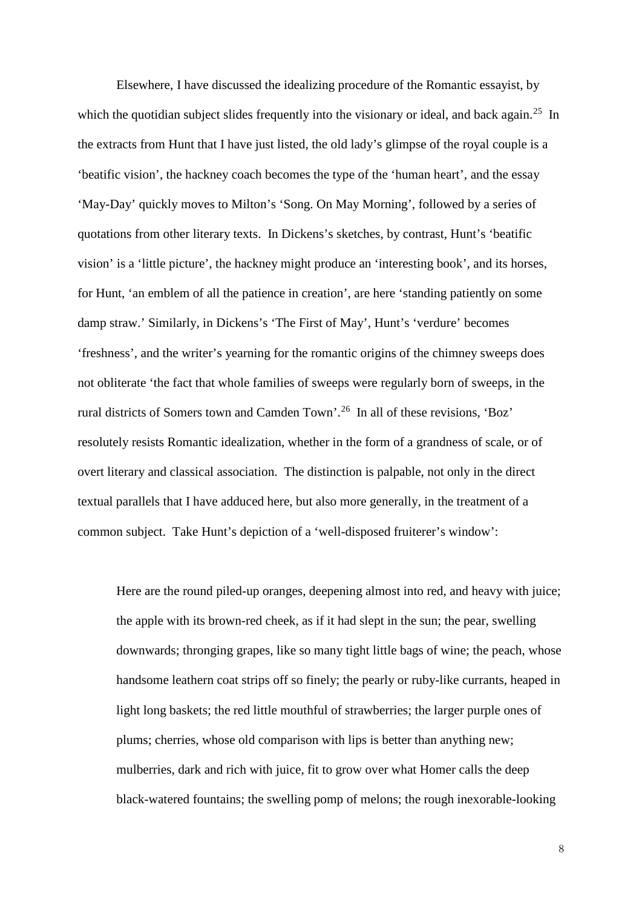Elsewhere, I have discussed the idealizing procedure of the Romantic essayist, by which the quotidian subject slides frequently into the visionary or ideal, and back again.[25] In the extracts from Hunt that I have just listed, the old lady's glimpse of the royal couple is a 'beatific vision', the hackney coach becomes the type of the 'human heart', and the essay 'May-Day' quickly moves to Milton's 'Song. On May Morning', followed by a series of quotations from other literary texts. In Dickens's sketches, by contrast, Hunt's 'beatific vision' is a 'little picture', the hackney might produce an 'interesting book', and its horses, for Hunt, 'an emblem of all the patience in creation', are here 'standing patiently on some damp straw.' Similarly, in Dickens's 'The First of May', Hunt's 'verdure' becomes 'freshness', and the writer's yearning for the romantic origins of the chimney sweeps does not obliterate 'the fact that whole families of sweeps were regularly born of sweeps, in the rural districts of Somers town and Camden Town'.[26] In all of these revisions, 'Boz' resolutely resists Romantic idealization, whether in the form of a grandness of scale, or of overt literary and classical association. The distinction is palpable, not only in the direct textual parallels that I have adduced here, but also more generally, in the treatment of a common subject. Take Hunt's depiction of a 'well-disposed fruiterer's window':

> Here are the round piled-up oranges, deepening almost into red, and heavy with juice; the apple with its brown-red cheek, as if it had slept in the sun; the pear, swelling downwards; thronging grapes, like so many tight little bags of wine; the peach, whose handsome leathern coat strips off so finely; the pearly or ruby-like currants, heaped in light long baskets; the red little mouthful of strawberries; the larger purple ones of plums; cherries, whose old comparison with lips is better than anything new; mulberries, dark and rich with juice, fit to grow over what Homer calls the deep black-watered fountains; the swelling pomp of melons; the rough inexorable-looking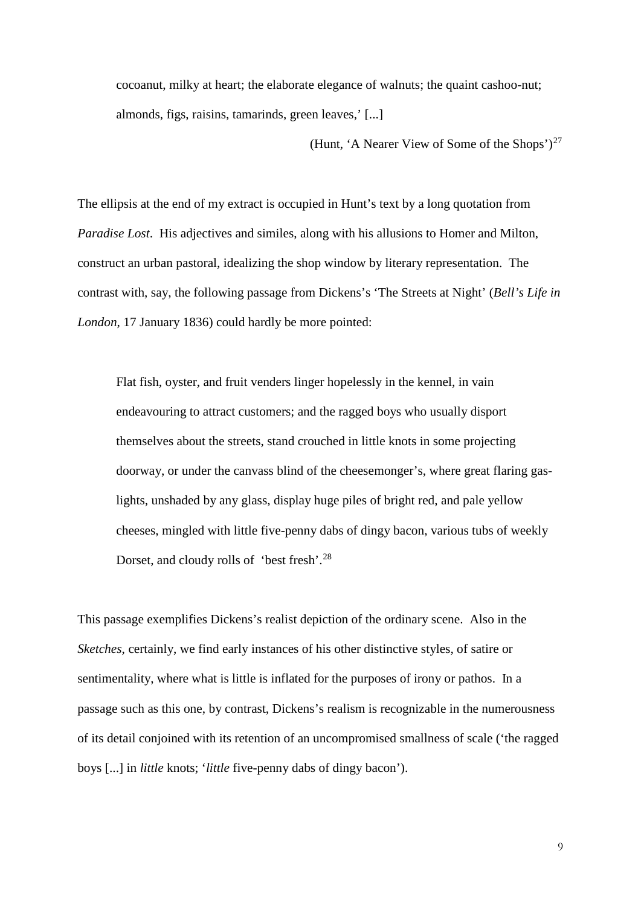> cocoanut, milky at heart; the elaborate elegance of walnuts; the quaint cashoo-nut; almonds, figs, raisins, tamarinds, green leaves,' [...]
>
> (Hunt, 'A Nearer View of Some of the Shops')[27]

The ellipsis at the end of my extract is occupied in Hunt's text by a long quotation from *Paradise Lost*. His adjectives and similes, along with his allusions to Homer and Milton, construct an urban pastoral, idealizing the shop window by literary representation. The contrast with, say, the following passage from Dickens's 'The Streets at Night' (*Bell's Life in London*, 17 January 1836) could hardly be more pointed:

> Flat fish, oyster, and fruit venders linger hopelessly in the kennel, in vain endeavouring to attract customers; and the ragged boys who usually disport themselves about the streets, stand crouched in little knots in some projecting doorway, or under the canvass blind of the cheesemonger's, where great flaring gas-lights, unshaded by any glass, display huge piles of bright red, and pale yellow cheeses, mingled with little five-penny dabs of dingy bacon, various tubs of weekly Dorset, and cloudy rolls of 'best fresh'.[28]

This passage exemplifies Dickens's realist depiction of the ordinary scene. Also in the *Sketches*, certainly, we find early instances of his other distinctive styles, of satire or sentimentality, where what is little is inflated for the purposes of irony or pathos. In a passage such as this one, by contrast, Dickens's realism is recognizable in the numerousness of its detail conjoined with its retention of an uncompromised smallness of scale ('the ragged boys [...] in *little* knots; '*little* five-penny dabs of dingy bacon').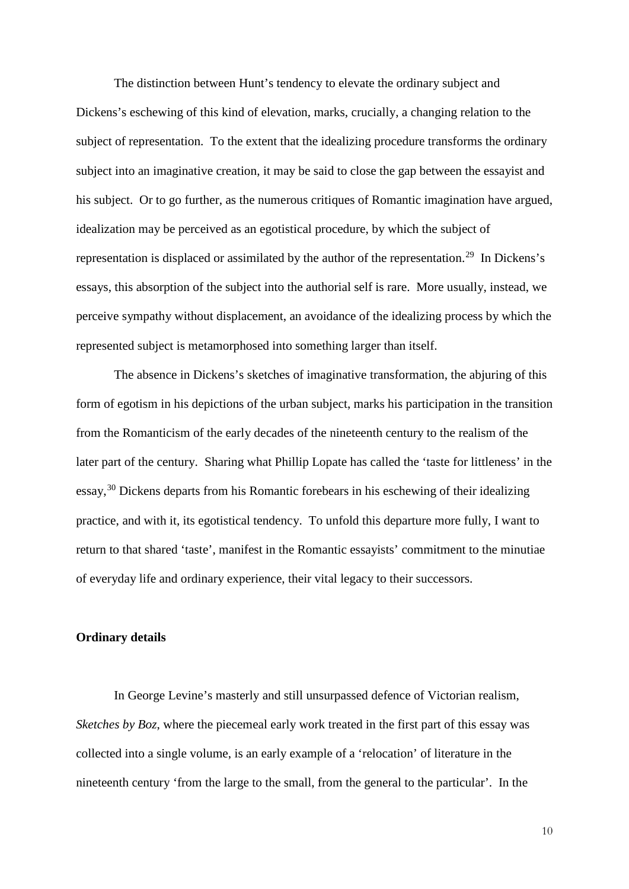The distinction between Hunt's tendency to elevate the ordinary subject and Dickens's eschewing of this kind of elevation, marks, crucially, a changing relation to the subject of representation. To the extent that the idealizing procedure transforms the ordinary subject into an imaginative creation, it may be said to close the gap between the essayist and his subject. Or to go further, as the numerous critiques of Romantic imagination have argued, idealization may be perceived as an egotistical procedure, by which the subject of representation is displaced or assimilated by the author of the representation.[29] In Dickens's essays, this absorption of the subject into the authorial self is rare. More usually, instead, we perceive sympathy without displacement, an avoidance of the idealizing process by which the represented subject is metamorphosed into something larger than itself.

The absence in Dickens's sketches of imaginative transformation, the abjuring of this form of egotism in his depictions of the urban subject, marks his participation in the transition from the Romanticism of the early decades of the nineteenth century to the realism of the later part of the century. Sharing what Phillip Lopate has called the 'taste for littleness' in the essay,[30] Dickens departs from his Romantic forebears in his eschewing of their idealizing practice, and with it, its egotistical tendency. To unfold this departure more fully, I want to return to that shared 'taste', manifest in the Romantic essayists' commitment to the minutiae of everyday life and ordinary experience, their vital legacy to their successors.

**Ordinary details**

In George Levine's masterly and still unsurpassed defence of Victorian realism, *Sketches by Boz*, where the piecemeal early work treated in the first part of this essay was collected into a single volume, is an early example of a 'relocation' of literature in the nineteenth century 'from the large to the small, from the general to the particular'. In the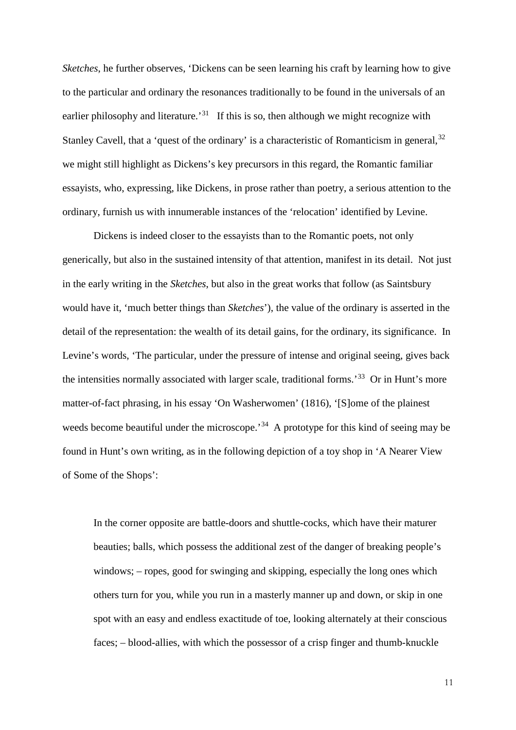*Sketches*, he further observes, 'Dickens can be seen learning his craft by learning how to give to the particular and ordinary the resonances traditionally to be found in the universals of an earlier philosophy and literature.'[31] If this is so, then although we might recognize with Stanley Cavell, that a 'quest of the ordinary' is a characteristic of Romanticism in general,[32] we might still highlight as Dickens's key precursors in this regard, the Romantic familiar essayists, who, expressing, like Dickens, in prose rather than poetry, a serious attention to the ordinary, furnish us with innumerable instances of the 'relocation' identified by Levine.

Dickens is indeed closer to the essayists than to the Romantic poets, not only generically, but also in the sustained intensity of that attention, manifest in its detail. Not just in the early writing in the *Sketches*, but also in the great works that follow (as Saintsbury would have it, 'much better things than *Sketches*'), the value of the ordinary is asserted in the detail of the representation: the wealth of its detail gains, for the ordinary, its significance. In Levine's words, 'The particular, under the pressure of intense and original seeing, gives back the intensities normally associated with larger scale, traditional forms.'[33] Or in Hunt's more matter-of-fact phrasing, in his essay 'On Washerwomen' (1816), '[S]ome of the plainest weeds become beautiful under the microscope.'[34] A prototype for this kind of seeing may be found in Hunt's own writing, as in the following depiction of a toy shop in 'A Nearer View of Some of the Shops':

> In the corner opposite are battle-doors and shuttle-cocks, which have their maturer beauties; balls, which possess the additional zest of the danger of breaking people's windows; – ropes, good for swinging and skipping, especially the long ones which others turn for you, while you run in a masterly manner up and down, or skip in one spot with an easy and endless exactitude of toe, looking alternately at their conscious faces; – blood-allies, with which the possessor of a crisp finger and thumb-knuckle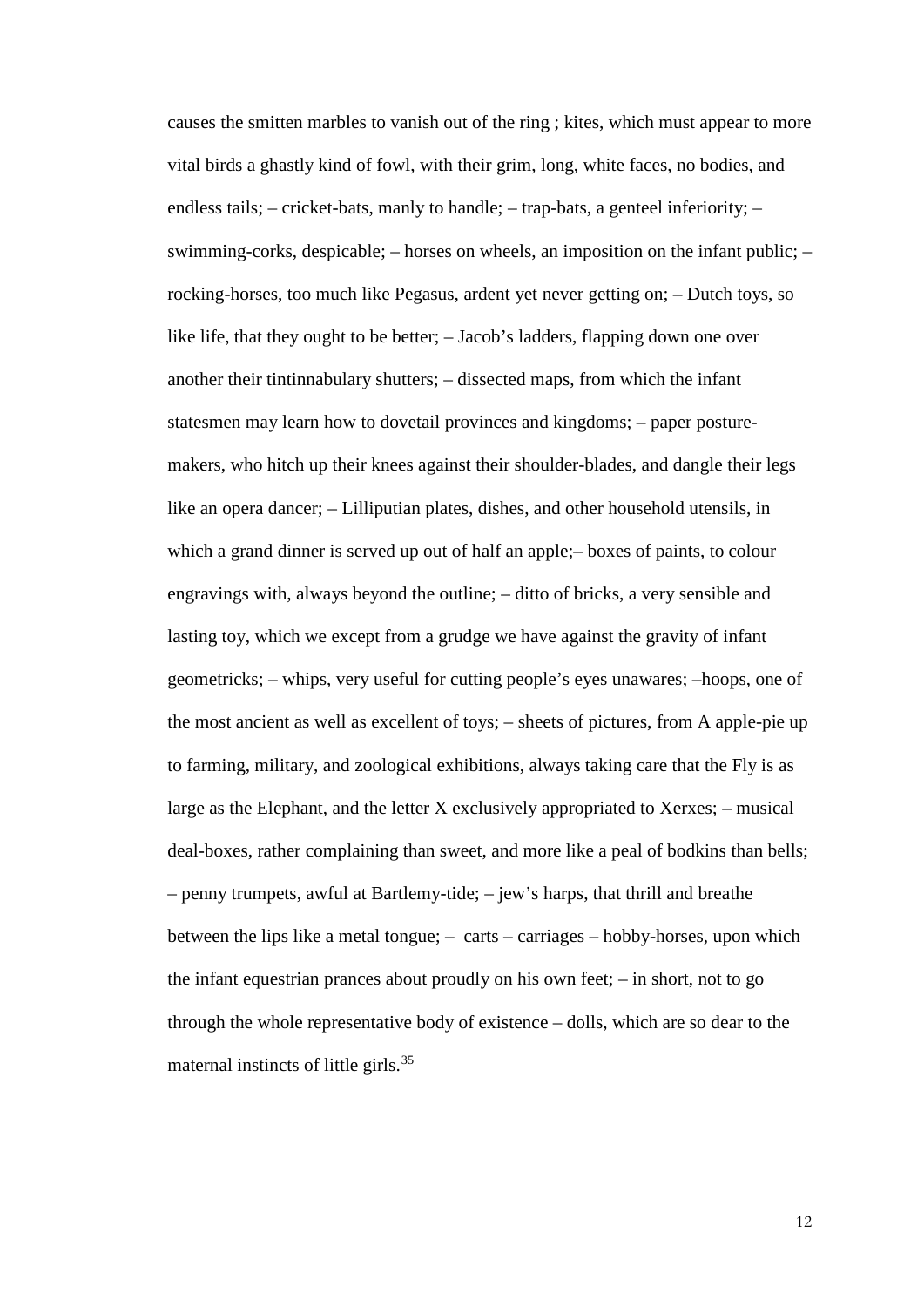causes the smitten marbles to vanish out of the ring ; kites, which must appear to more vital birds a ghastly kind of fowl, with their grim, long, white faces, no bodies, and endless tails; – cricket-bats, manly to handle; – trap-bats, a genteel inferiority; – swimming-corks, despicable; – horses on wheels, an imposition on the infant public; – rocking-horses, too much like Pegasus, ardent yet never getting on; – Dutch toys, so like life, that they ought to be better; – Jacob's ladders, flapping down one over another their tintinnabulary shutters; – dissected maps, from which the infant statesmen may learn how to dovetail provinces and kingdoms; – paper posture-makers, who hitch up their knees against their shoulder-blades, and dangle their legs like an opera dancer; – Lilliputian plates, dishes, and other household utensils, in which a grand dinner is served up out of half an apple;– boxes of paints, to colour engravings with, always beyond the outline; – ditto of bricks, a very sensible and lasting toy, which we except from a grudge we have against the gravity of infant geometricks; – whips, very useful for cutting people's eyes unawares; –hoops, one of the most ancient as well as excellent of toys; – sheets of pictures, from A apple-pie up to farming, military, and zoological exhibitions, always taking care that the Fly is as large as the Elephant, and the letter X exclusively appropriated to Xerxes; – musical deal-boxes, rather complaining than sweet, and more like a peal of bodkins than bells; – penny trumpets, awful at Bartlemy-tide; – jew's harps, that thrill and breathe between the lips like a metal tongue; – carts – carriages – hobby-horses, upon which the infant equestrian prances about proudly on his own feet; – in short, not to go through the whole representative body of existence – dolls, which are so dear to the maternal instincts of little girls.[35]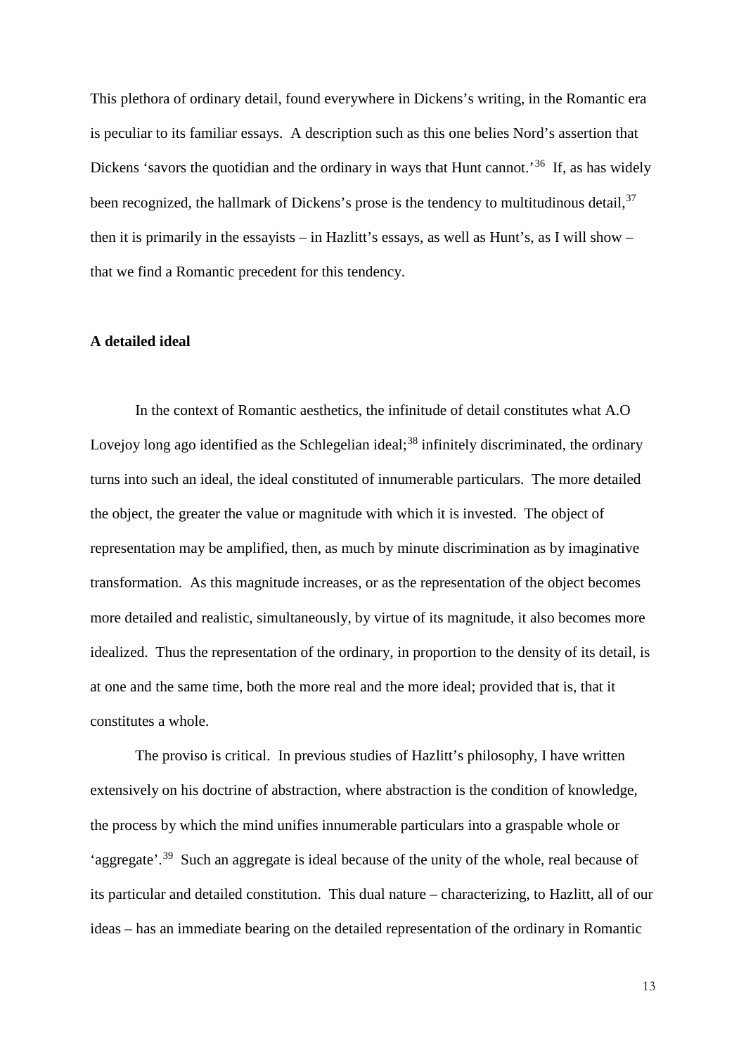This plethora of ordinary detail, found everywhere in Dickens's writing, in the Romantic era is peculiar to its familiar essays. A description such as this one belies Nord's assertion that Dickens 'savors the quotidian and the ordinary in ways that Hunt cannot.'[36] If, as has widely been recognized, the hallmark of Dickens's prose is the tendency to multitudinous detail,[37] then it is primarily in the essayists – in Hazlitt's essays, as well as Hunt's, as I will show – that we find a Romantic precedent for this tendency.

**A detailed ideal**

In the context of Romantic aesthetics, the infinitude of detail constitutes what A.O Lovejoy long ago identified as the Schlegelian ideal;[38] infinitely discriminated, the ordinary turns into such an ideal, the ideal constituted of innumerable particulars. The more detailed the object, the greater the value or magnitude with which it is invested. The object of representation may be amplified, then, as much by minute discrimination as by imaginative transformation. As this magnitude increases, or as the representation of the object becomes more detailed and realistic, simultaneously, by virtue of its magnitude, it also becomes more idealized. Thus the representation of the ordinary, in proportion to the density of its detail, is at one and the same time, both the more real and the more ideal; provided that is, that it constitutes a whole.

The proviso is critical. In previous studies of Hazlitt's philosophy, I have written extensively on his doctrine of abstraction, where abstraction is the condition of knowledge, the process by which the mind unifies innumerable particulars into a graspable whole or 'aggregate'.[39] Such an aggregate is ideal because of the unity of the whole, real because of its particular and detailed constitution. This dual nature – characterizing, to Hazlitt, all of our ideas – has an immediate bearing on the detailed representation of the ordinary in Romantic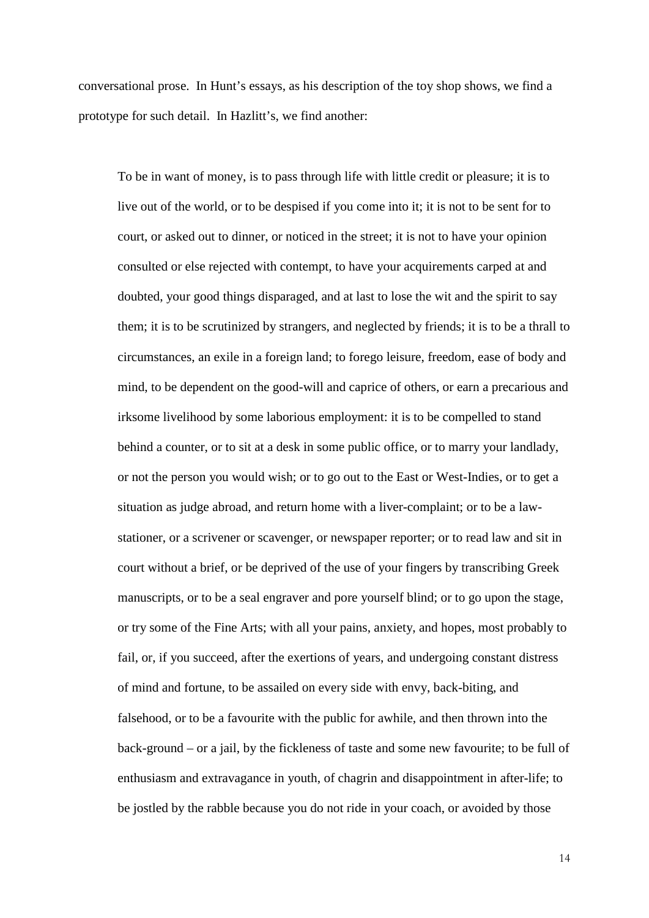conversational prose. In Hunt's essays, as his description of the toy shop shows, we find a prototype for such detail. In Hazlitt's, we find another:

> To be in want of money, is to pass through life with little credit or pleasure; it is to live out of the world, or to be despised if you come into it; it is not to be sent for to court, or asked out to dinner, or noticed in the street; it is not to have your opinion consulted or else rejected with contempt, to have your acquirements carped at and doubted, your good things disparaged, and at last to lose the wit and the spirit to say them; it is to be scrutinized by strangers, and neglected by friends; it is to be a thrall to circumstances, an exile in a foreign land; to forego leisure, freedom, ease of body and mind, to be dependent on the good-will and caprice of others, or earn a precarious and irksome livelihood by some laborious employment: it is to be compelled to stand behind a counter, or to sit at a desk in some public office, or to marry your landlady, or not the person you would wish; or to go out to the East or West-Indies, or to get a situation as judge abroad, and return home with a liver-complaint; or to be a law-stationer, or a scrivener or scavenger, or newspaper reporter; or to read law and sit in court without a brief, or be deprived of the use of your fingers by transcribing Greek manuscripts, or to be a seal engraver and pore yourself blind; or to go upon the stage, or try some of the Fine Arts; with all your pains, anxiety, and hopes, most probably to fail, or, if you succeed, after the exertions of years, and undergoing constant distress of mind and fortune, to be assailed on every side with envy, back-biting, and falsehood, or to be a favourite with the public for awhile, and then thrown into the back-ground – or a jail, by the fickleness of taste and some new favourite; to be full of enthusiasm and extravagance in youth, of chagrin and disappointment in after-life; to be jostled by the rabble because you do not ride in your coach, or avoided by those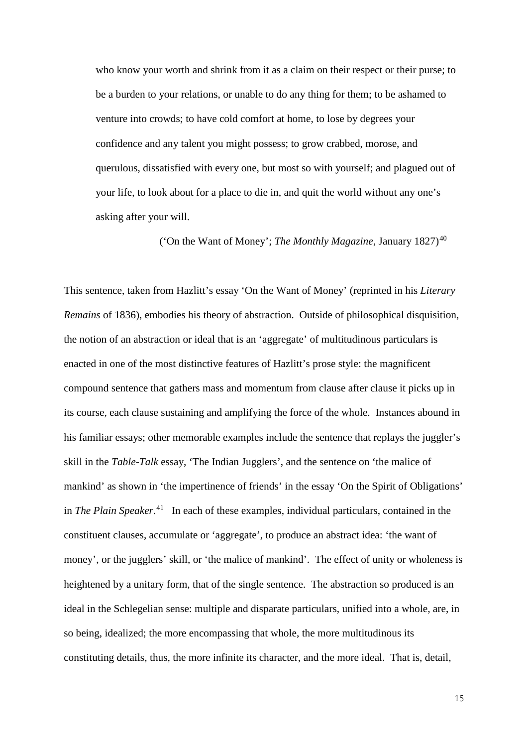> who know your worth and shrink from it as a claim on their respect or their purse; to be a burden to your relations, or unable to do any thing for them; to be ashamed to venture into crowds; to have cold comfort at home, to lose by degrees your confidence and any talent you might possess; to grow crabbed, morose, and querulous, dissatisfied with every one, but most so with yourself; and plagued out of your life, to look about for a place to die in, and quit the world without any one's asking after your will.
>
> ('On the Want of Money'; *The Monthly Magazine*, January 1827)[40]

This sentence, taken from Hazlitt's essay 'On the Want of Money' (reprinted in his *Literary Remains* of 1836), embodies his theory of abstraction. Outside of philosophical disquisition, the notion of an abstraction or ideal that is an 'aggregate' of multitudinous particulars is enacted in one of the most distinctive features of Hazlitt's prose style: the magnificent compound sentence that gathers mass and momentum from clause after clause it picks up in its course, each clause sustaining and amplifying the force of the whole. Instances abound in his familiar essays; other memorable examples include the sentence that replays the juggler's skill in the *Table-Talk* essay, 'The Indian Jugglers', and the sentence on 'the malice of mankind' as shown in 'the impertinence of friends' in the essay 'On the Spirit of Obligations' in *The Plain Speaker*.[41] In each of these examples, individual particulars, contained in the constituent clauses, accumulate or 'aggregate', to produce an abstract idea: 'the want of money', or the jugglers' skill, or 'the malice of mankind'. The effect of unity or wholeness is heightened by a unitary form, that of the single sentence. The abstraction so produced is an ideal in the Schlegelian sense: multiple and disparate particulars, unified into a whole, are, in so being, idealized; the more encompassing that whole, the more multitudinous its constituting details, thus, the more infinite its character, and the more ideal. That is, detail,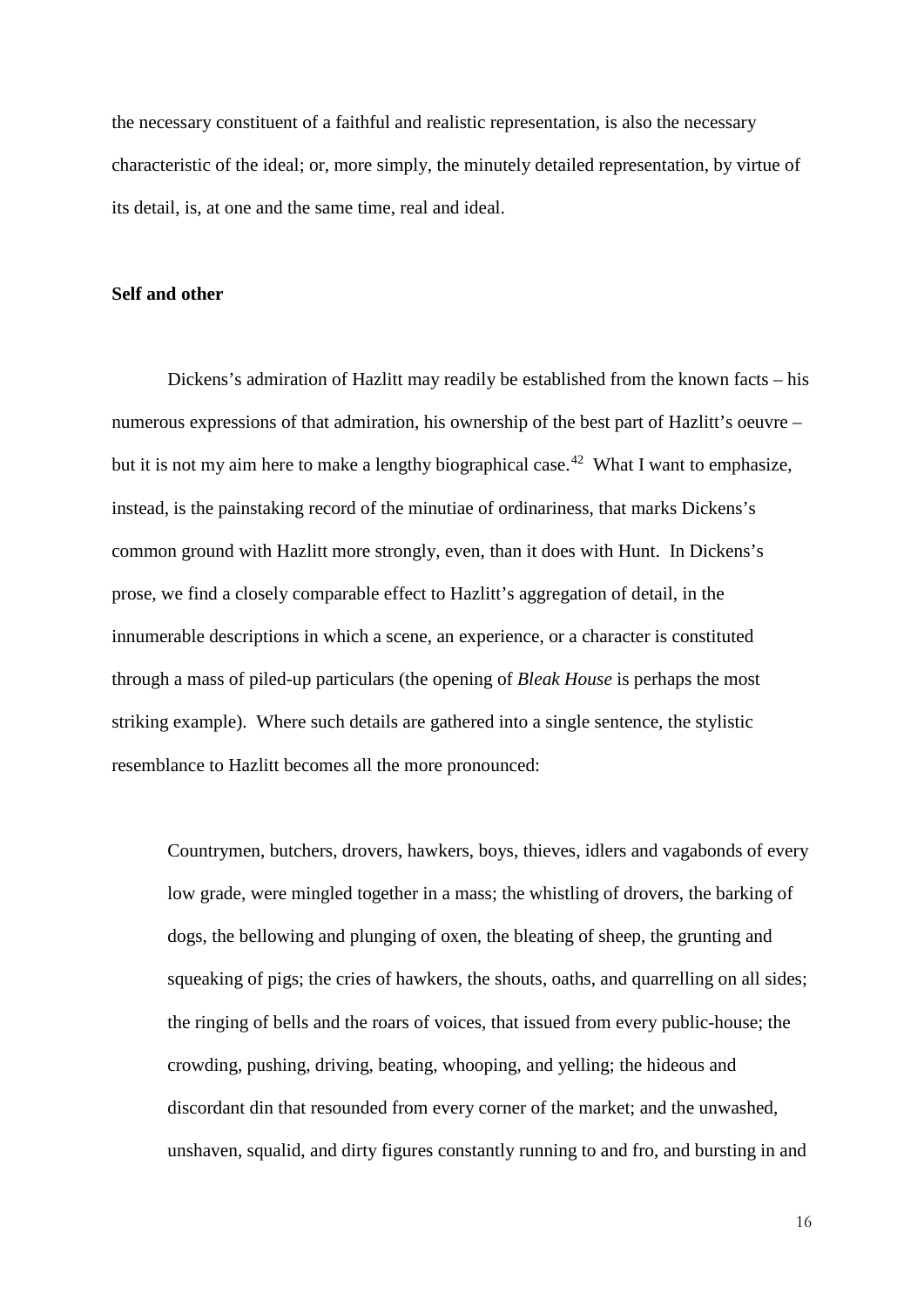the necessary constituent of a faithful and realistic representation, is also the necessary characteristic of the ideal; or, more simply, the minutely detailed representation, by virtue of its detail, is, at one and the same time, real and ideal.

**Self and other**

Dickens's admiration of Hazlitt may readily be established from the known facts – his numerous expressions of that admiration, his ownership of the best part of Hazlitt's oeuvre – but it is not my aim here to make a lengthy biographical case.[42] What I want to emphasize, instead, is the painstaking record of the minutiae of ordinariness, that marks Dickens's common ground with Hazlitt more strongly, even, than it does with Hunt. In Dickens's prose, we find a closely comparable effect to Hazlitt's aggregation of detail, in the innumerable descriptions in which a scene, an experience, or a character is constituted through a mass of piled-up particulars (the opening of *Bleak House* is perhaps the most striking example). Where such details are gathered into a single sentence, the stylistic resemblance to Hazlitt becomes all the more pronounced:

> Countrymen, butchers, drovers, hawkers, boys, thieves, idlers and vagabonds of every low grade, were mingled together in a mass; the whistling of drovers, the barking of dogs, the bellowing and plunging of oxen, the bleating of sheep, the grunting and squeaking of pigs; the cries of hawkers, the shouts, oaths, and quarrelling on all sides; the ringing of bells and the roars of voices, that issued from every public-house; the crowding, pushing, driving, beating, whooping, and yelling; the hideous and discordant din that resounded from every corner of the market; and the unwashed, unshaven, squalid, and dirty figures constantly running to and fro, and bursting in and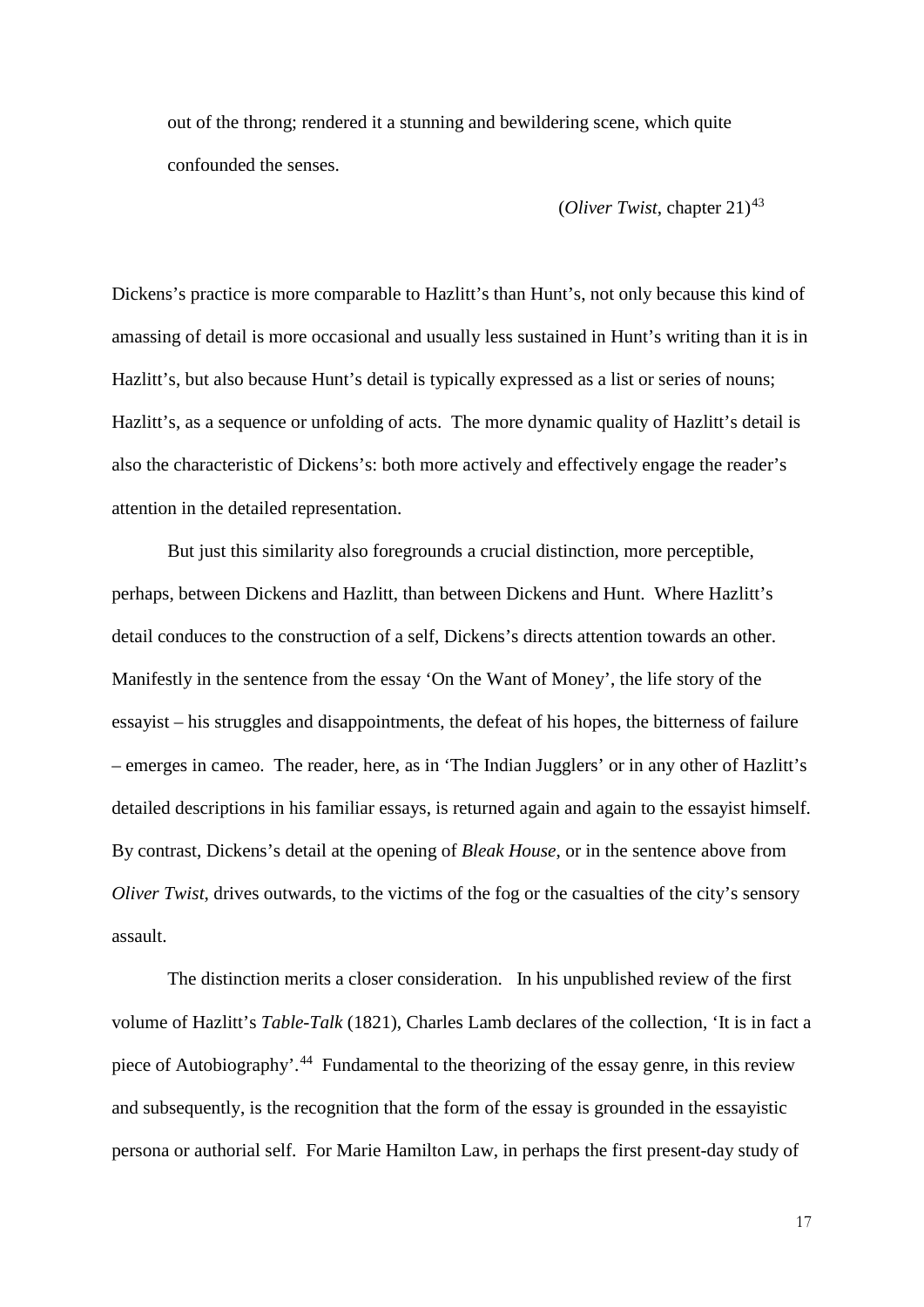> out of the throng; rendered it a stunning and bewildering scene, which quite confounded the senses.
>
> (*Oliver Twist*, chapter 21)[43]

Dickens's practice is more comparable to Hazlitt's than Hunt's, not only because this kind of amassing of detail is more occasional and usually less sustained in Hunt's writing than it is in Hazlitt's, but also because Hunt's detail is typically expressed as a list or series of nouns; Hazlitt's, as a sequence or unfolding of acts. The more dynamic quality of Hazlitt's detail is also the characteristic of Dickens's: both more actively and effectively engage the reader's attention in the detailed representation.

But just this similarity also foregrounds a crucial distinction, more perceptible, perhaps, between Dickens and Hazlitt, than between Dickens and Hunt. Where Hazlitt's detail conduces to the construction of a self, Dickens's directs attention towards an other. Manifestly in the sentence from the essay 'On the Want of Money', the life story of the essayist – his struggles and disappointments, the defeat of his hopes, the bitterness of failure – emerges in cameo. The reader, here, as in 'The Indian Jugglers' or in any other of Hazlitt's detailed descriptions in his familiar essays, is returned again and again to the essayist himself. By contrast, Dickens's detail at the opening of *Bleak House*, or in the sentence above from *Oliver Twist*, drives outwards, to the victims of the fog or the casualties of the city's sensory assault.

The distinction merits a closer consideration. In his unpublished review of the first volume of Hazlitt's *Table-Talk* (1821), Charles Lamb declares of the collection, 'It is in fact a piece of Autobiography'.[44] Fundamental to the theorizing of the essay genre, in this review and subsequently, is the recognition that the form of the essay is grounded in the essayistic persona or authorial self. For Marie Hamilton Law, in perhaps the first present-day study of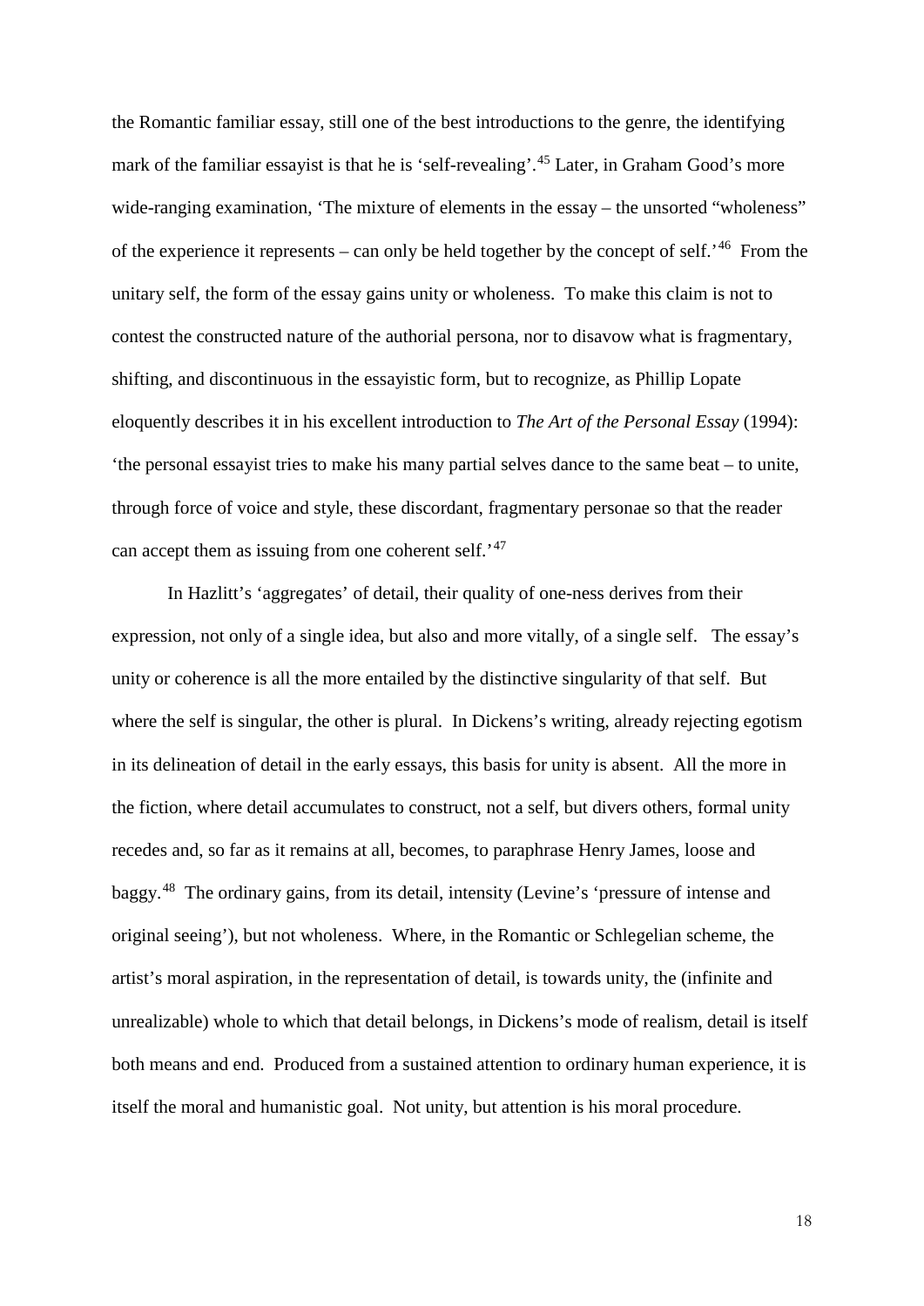the Romantic familiar essay, still one of the best introductions to the genre, the identifying mark of the familiar essayist is that he is 'self-revealing'.[45] Later, in Graham Good's more wide-ranging examination, 'The mixture of elements in the essay – the unsorted "wholeness" of the experience it represents – can only be held together by the concept of self.'[46] From the unitary self, the form of the essay gains unity or wholeness. To make this claim is not to contest the constructed nature of the authorial persona, nor to disavow what is fragmentary, shifting, and discontinuous in the essayistic form, but to recognize, as Phillip Lopate eloquently describes it in his excellent introduction to *The Art of the Personal Essay* (1994): 'the personal essayist tries to make his many partial selves dance to the same beat – to unite, through force of voice and style, these discordant, fragmentary personae so that the reader can accept them as issuing from one coherent self.'[47]

In Hazlitt's 'aggregates' of detail, their quality of one-ness derives from their expression, not only of a single idea, but also and more vitally, of a single self. The essay's unity or coherence is all the more entailed by the distinctive singularity of that self. But where the self is singular, the other is plural. In Dickens's writing, already rejecting egotism in its delineation of detail in the early essays, this basis for unity is absent. All the more in the fiction, where detail accumulates to construct, not a self, but divers others, formal unity recedes and, so far as it remains at all, becomes, to paraphrase Henry James, loose and baggy.[48] The ordinary gains, from its detail, intensity (Levine's 'pressure of intense and original seeing'), but not wholeness. Where, in the Romantic or Schlegelian scheme, the artist's moral aspiration, in the representation of detail, is towards unity, the (infinite and unrealizable) whole to which that detail belongs, in Dickens's mode of realism, detail is itself both means and end. Produced from a sustained attention to ordinary human experience, it is itself the moral and humanistic goal. Not unity, but attention is his moral procedure.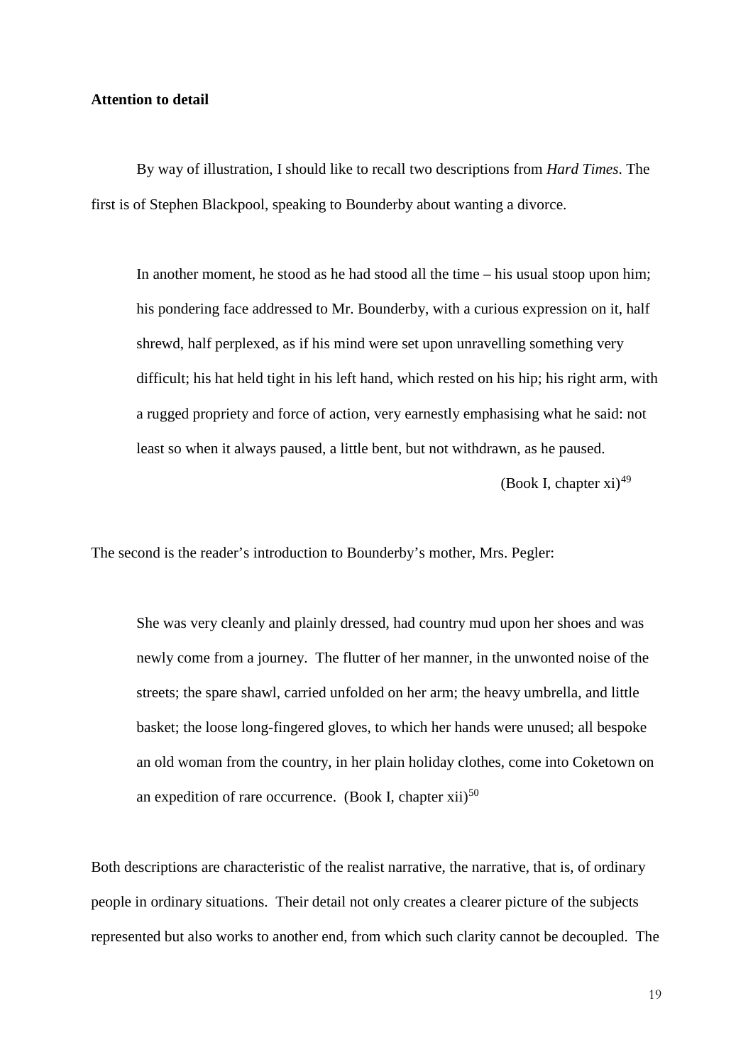**Attention to detail**

By way of illustration, I should like to recall two descriptions from *Hard Times*. The first is of Stephen Blackpool, speaking to Bounderby about wanting a divorce.

> In another moment, he stood as he had stood all the time – his usual stoop upon him; his pondering face addressed to Mr. Bounderby, with a curious expression on it, half shrewd, half perplexed, as if his mind were set upon unravelling something very difficult; his hat held tight in his left hand, which rested on his hip; his right arm, with a rugged propriety and force of action, very earnestly emphasising what he said: not least so when it always paused, a little bent, but not withdrawn, as he paused.
>
> (Book I, chapter xi)[49]

The second is the reader's introduction to Bounderby's mother, Mrs. Pegler:

> She was very cleanly and plainly dressed, had country mud upon her shoes and was newly come from a journey. The flutter of her manner, in the unwonted noise of the streets; the spare shawl, carried unfolded on her arm; the heavy umbrella, and little basket; the loose long-fingered gloves, to which her hands were unused; all bespoke an old woman from the country, in her plain holiday clothes, come into Coketown on an expedition of rare occurrence. (Book I, chapter xii)[50]

Both descriptions are characteristic of the realist narrative, the narrative, that is, of ordinary people in ordinary situations. Their detail not only creates a clearer picture of the subjects represented but also works to another end, from which such clarity cannot be decoupled. The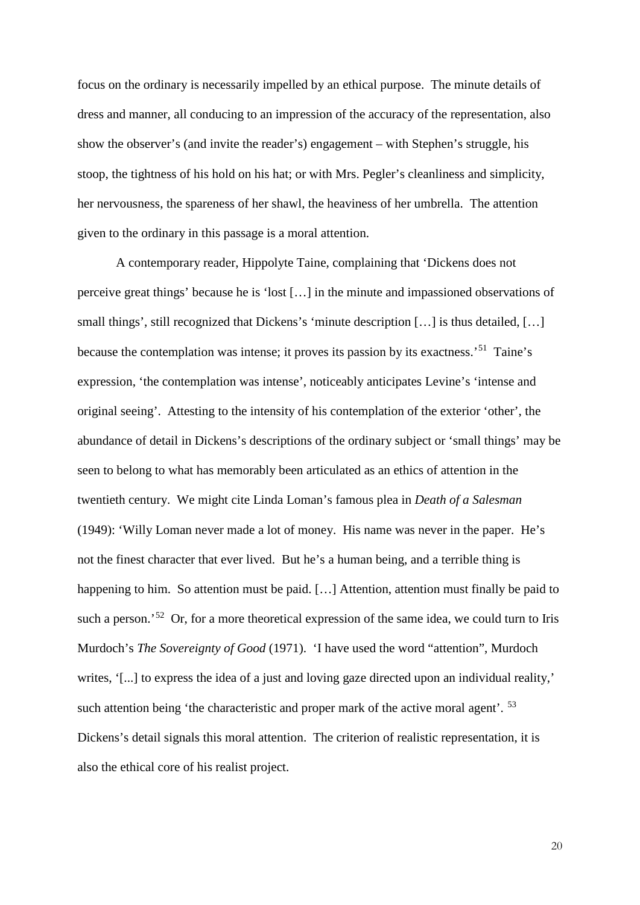focus on the ordinary is necessarily impelled by an ethical purpose. The minute details of dress and manner, all conducing to an impression of the accuracy of the representation, also show the observer's (and invite the reader's) engagement – with Stephen's struggle, his stoop, the tightness of his hold on his hat; or with Mrs. Pegler's cleanliness and simplicity, her nervousness, the spareness of her shawl, the heaviness of her umbrella. The attention given to the ordinary in this passage is a moral attention.

A contemporary reader, Hippolyte Taine, complaining that 'Dickens does not perceive great things' because he is 'lost […] in the minute and impassioned observations of small things', still recognized that Dickens's 'minute description […] is thus detailed, […] because the contemplation was intense; it proves its passion by its exactness.'[51] Taine's expression, 'the contemplation was intense', noticeably anticipates Levine's 'intense and original seeing'. Attesting to the intensity of his contemplation of the exterior 'other', the abundance of detail in Dickens's descriptions of the ordinary subject or 'small things' may be seen to belong to what has memorably been articulated as an ethics of attention in the twentieth century. We might cite Linda Loman's famous plea in *Death of a Salesman* (1949): 'Willy Loman never made a lot of money. His name was never in the paper. He's not the finest character that ever lived. But he's a human being, and a terrible thing is happening to him. So attention must be paid. […] Attention, attention must finally be paid to such a person.'[52] Or, for a more theoretical expression of the same idea, we could turn to Iris Murdoch's *The Sovereignty of Good* (1971). 'I have used the word "attention", Murdoch writes, '[...] to express the idea of a just and loving gaze directed upon an individual reality,' such attention being 'the characteristic and proper mark of the active moral agent'. [53] Dickens's detail signals this moral attention. The criterion of realistic representation, it is also the ethical core of his realist project.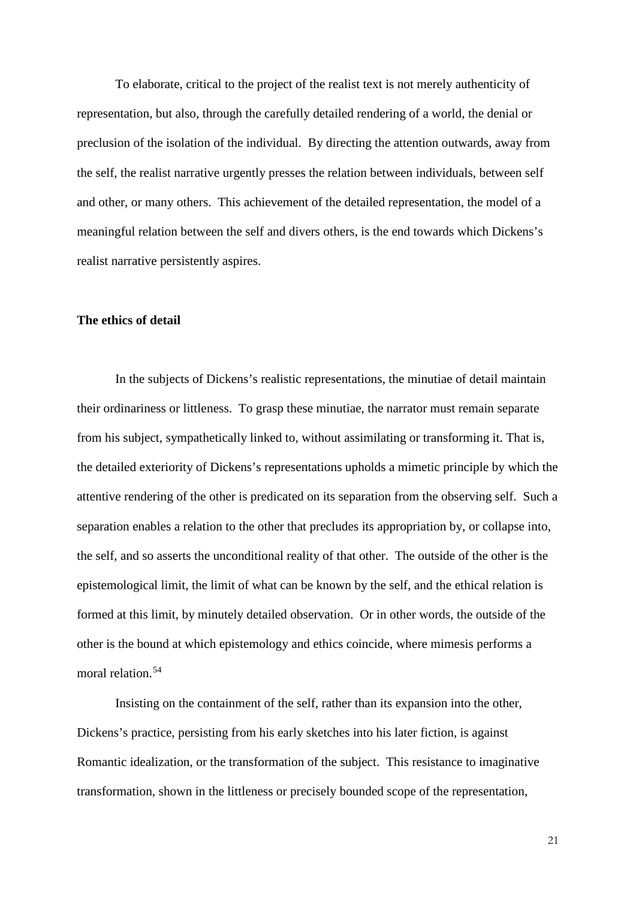To elaborate, critical to the project of the realist text is not merely authenticity of representation, but also, through the carefully detailed rendering of a world, the denial or preclusion of the isolation of the individual. By directing the attention outwards, away from the self, the realist narrative urgently presses the relation between individuals, between self and other, or many others. This achievement of the detailed representation, the model of a meaningful relation between the self and divers others, is the end towards which Dickens's realist narrative persistently aspires.

**The ethics of detail**

In the subjects of Dickens's realistic representations, the minutiae of detail maintain their ordinariness or littleness. To grasp these minutiae, the narrator must remain separate from his subject, sympathetically linked to, without assimilating or transforming it. That is, the detailed exteriority of Dickens's representations upholds a mimetic principle by which the attentive rendering of the other is predicated on its separation from the observing self. Such a separation enables a relation to the other that precludes its appropriation by, or collapse into, the self, and so asserts the unconditional reality of that other. The outside of the other is the epistemological limit, the limit of what can be known by the self, and the ethical relation is formed at this limit, by minutely detailed observation. Or in other words, the outside of the other is the bound at which epistemology and ethics coincide, where mimesis performs a moral relation.[54]

Insisting on the containment of the self, rather than its expansion into the other, Dickens's practice, persisting from his early sketches into his later fiction, is against Romantic idealization, or the transformation of the subject. This resistance to imaginative transformation, shown in the littleness or precisely bounded scope of the representation,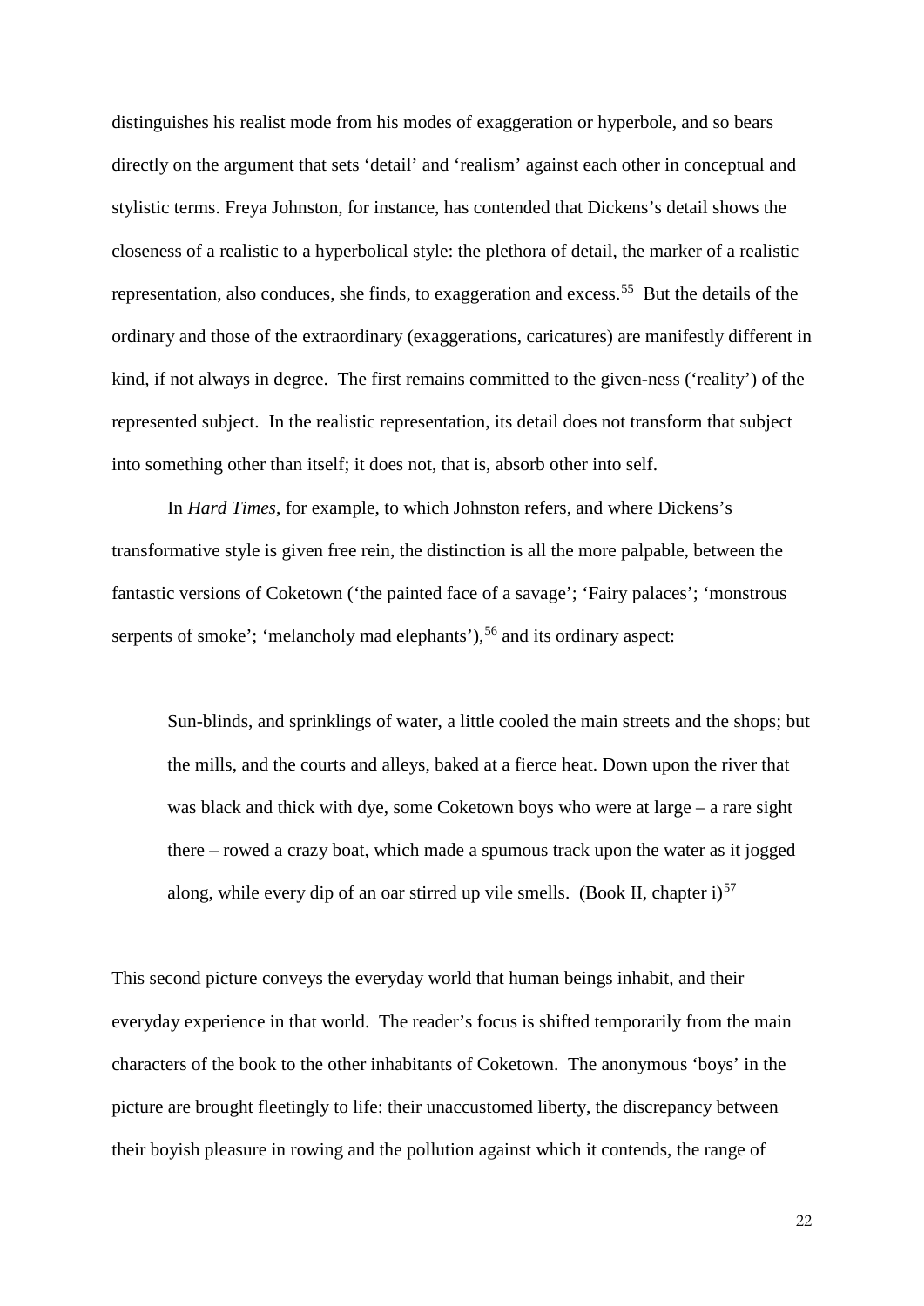distinguishes his realist mode from his modes of exaggeration or hyperbole, and so bears directly on the argument that sets 'detail' and 'realism' against each other in conceptual and stylistic terms. Freya Johnston, for instance, has contended that Dickens's detail shows the closeness of a realistic to a hyperbolical style: the plethora of detail, the marker of a realistic representation, also conduces, she finds, to exaggeration and excess.[55] But the details of the ordinary and those of the extraordinary (exaggerations, caricatures) are manifestly different in kind, if not always in degree. The first remains committed to the given-ness ('reality') of the represented subject. In the realistic representation, its detail does not transform that subject into something other than itself; it does not, that is, absorb other into self.

In *Hard Times*, for example, to which Johnston refers, and where Dickens's transformative style is given free rein, the distinction is all the more palpable, between the fantastic versions of Coketown ('the painted face of a savage'; 'Fairy palaces'; 'monstrous serpents of smoke'; 'melancholy mad elephants'),[56] and its ordinary aspect:

> Sun-blinds, and sprinklings of water, a little cooled the main streets and the shops; but the mills, and the courts and alleys, baked at a fierce heat. Down upon the river that was black and thick with dye, some Coketown boys who were at large – a rare sight there – rowed a crazy boat, which made a spumous track upon the water as it jogged along, while every dip of an oar stirred up vile smells. (Book II, chapter i)[57]

This second picture conveys the everyday world that human beings inhabit, and their everyday experience in that world. The reader's focus is shifted temporarily from the main characters of the book to the other inhabitants of Coketown. The anonymous 'boys' in the picture are brought fleetingly to life: their unaccustomed liberty, the discrepancy between their boyish pleasure in rowing and the pollution against which it contends, the range of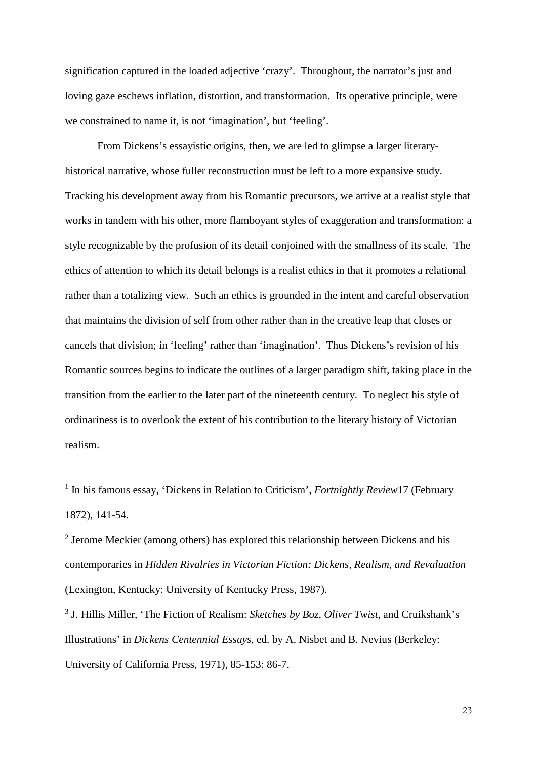signification captured in the loaded adjective 'crazy'. Throughout, the narrator's just and loving gaze eschews inflation, distortion, and transformation. Its operative principle, were we constrained to name it, is not 'imagination', but 'feeling'.

From Dickens's essayistic origins, then, we are led to glimpse a larger literary-historical narrative, whose fuller reconstruction must be left to a more expansive study. Tracking his development away from his Romantic precursors, we arrive at a realist style that works in tandem with his other, more flamboyant styles of exaggeration and transformation: a style recognizable by the profusion of its detail conjoined with the smallness of its scale. The ethics of attention to which its detail belongs is a realist ethics in that it promotes a relational rather than a totalizing view. Such an ethics is grounded in the intent and careful observation that maintains the division of self from other rather than in the creative leap that closes or cancels that division; in 'feeling' rather than 'imagination'. Thus Dickens's revision of his Romantic sources begins to indicate the outlines of a larger paradigm shift, taking place in the transition from the earlier to the later part of the nineteenth century. To neglect his style of ordinariness is to overlook the extent of his contribution to the literary history of Victorian realism.

---

[1] In his famous essay, 'Dickens in Relation to Criticism', *Fortnightly Review*17 (February 1872), 141-54.

[2] Jerome Meckier (among others) has explored this relationship between Dickens and his contemporaries in *Hidden Rivalries in Victorian Fiction: Dickens, Realism, and Revaluation* (Lexington, Kentucky: University of Kentucky Press, 1987).

[3] J. Hillis Miller, 'The Fiction of Realism: *Sketches by Boz, Oliver Twist*, and Cruikshank's Illustrations' in *Dickens Centennial Essays*, ed. by A. Nisbet and B. Nevius (Berkeley: University of California Press, 1971), 85-153: 86-7.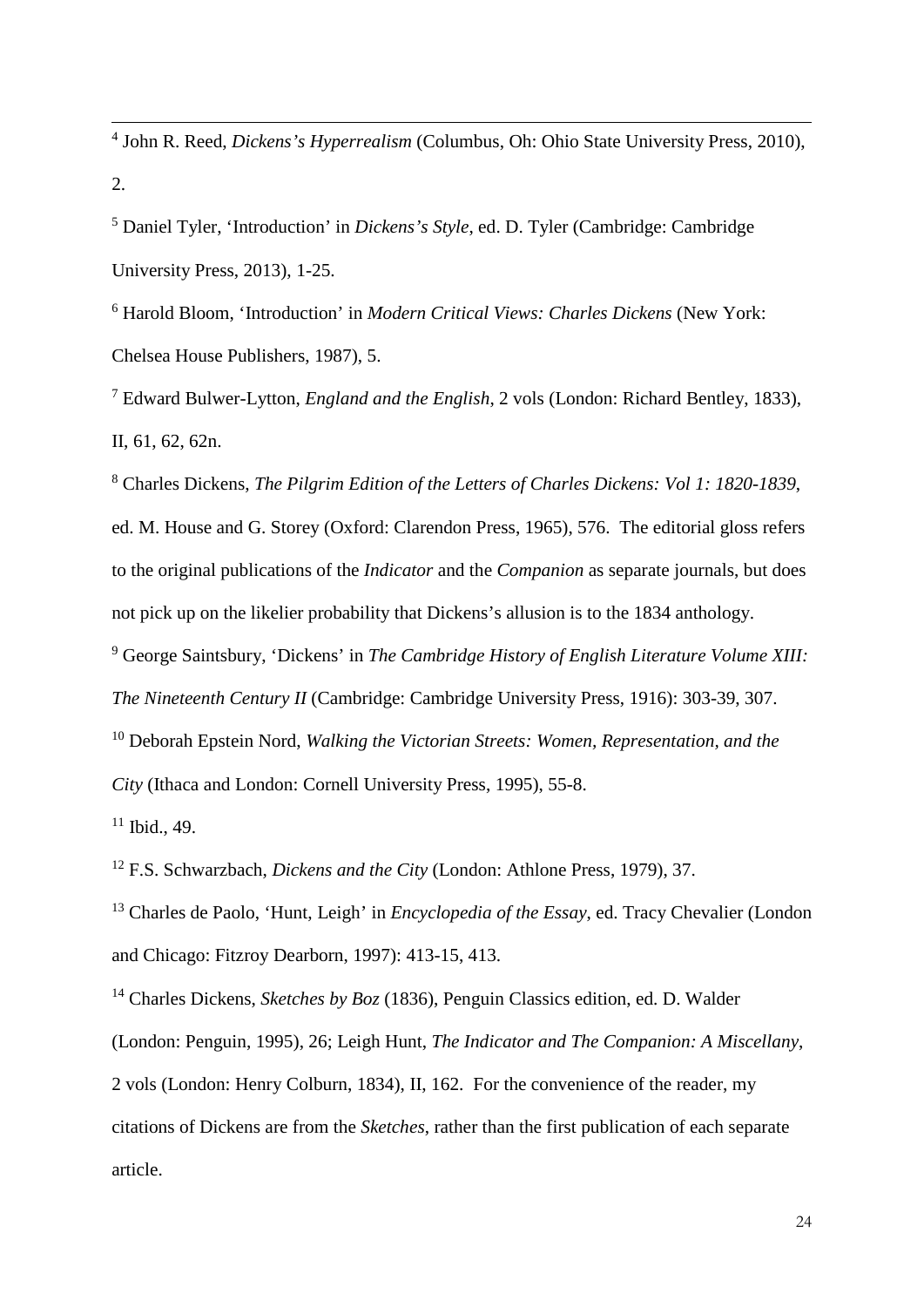[4] John R. Reed, *Dickens's Hyperrealism* (Columbus, Oh: Ohio State University Press, 2010), 2.

[5] Daniel Tyler, 'Introduction' in *Dickens's Style*, ed. D. Tyler (Cambridge: Cambridge University Press, 2013), 1-25.

[6] Harold Bloom, 'Introduction' in *Modern Critical Views: Charles Dickens* (New York: Chelsea House Publishers, 1987), 5.

[7] Edward Bulwer-Lytton, *England and the English*, 2 vols (London: Richard Bentley, 1833), II, 61, 62, 62n.

[8] Charles Dickens, *The Pilgrim Edition of the Letters of Charles Dickens: Vol 1: 1820-1839*, ed. M. House and G. Storey (Oxford: Clarendon Press, 1965), 576. The editorial gloss refers to the original publications of the *Indicator* and the *Companion* as separate journals, but does not pick up on the likelier probability that Dickens's allusion is to the 1834 anthology.

[9] George Saintsbury, 'Dickens' in *The Cambridge History of English Literature Volume XIII: The Nineteenth Century II* (Cambridge: Cambridge University Press, 1916): 303-39, 307.

[10] Deborah Epstein Nord, *Walking the Victorian Streets: Women, Representation, and the City* (Ithaca and London: Cornell University Press, 1995), 55-8.

[11] Ibid., 49.

[12] F.S. Schwarzbach, *Dickens and the City* (London: Athlone Press, 1979), 37.

[13] Charles de Paolo, 'Hunt, Leigh' in *Encyclopedia of the Essay*, ed. Tracy Chevalier (London and Chicago: Fitzroy Dearborn, 1997): 413-15, 413.

[14] Charles Dickens, *Sketches by Boz* (1836), Penguin Classics edition, ed. D. Walder (London: Penguin, 1995), 26; Leigh Hunt, *The Indicator and The Companion: A Miscellany*, 2 vols (London: Henry Colburn, 1834), II, 162. For the convenience of the reader, my citations of Dickens are from the *Sketches*, rather than the first publication of each separate article.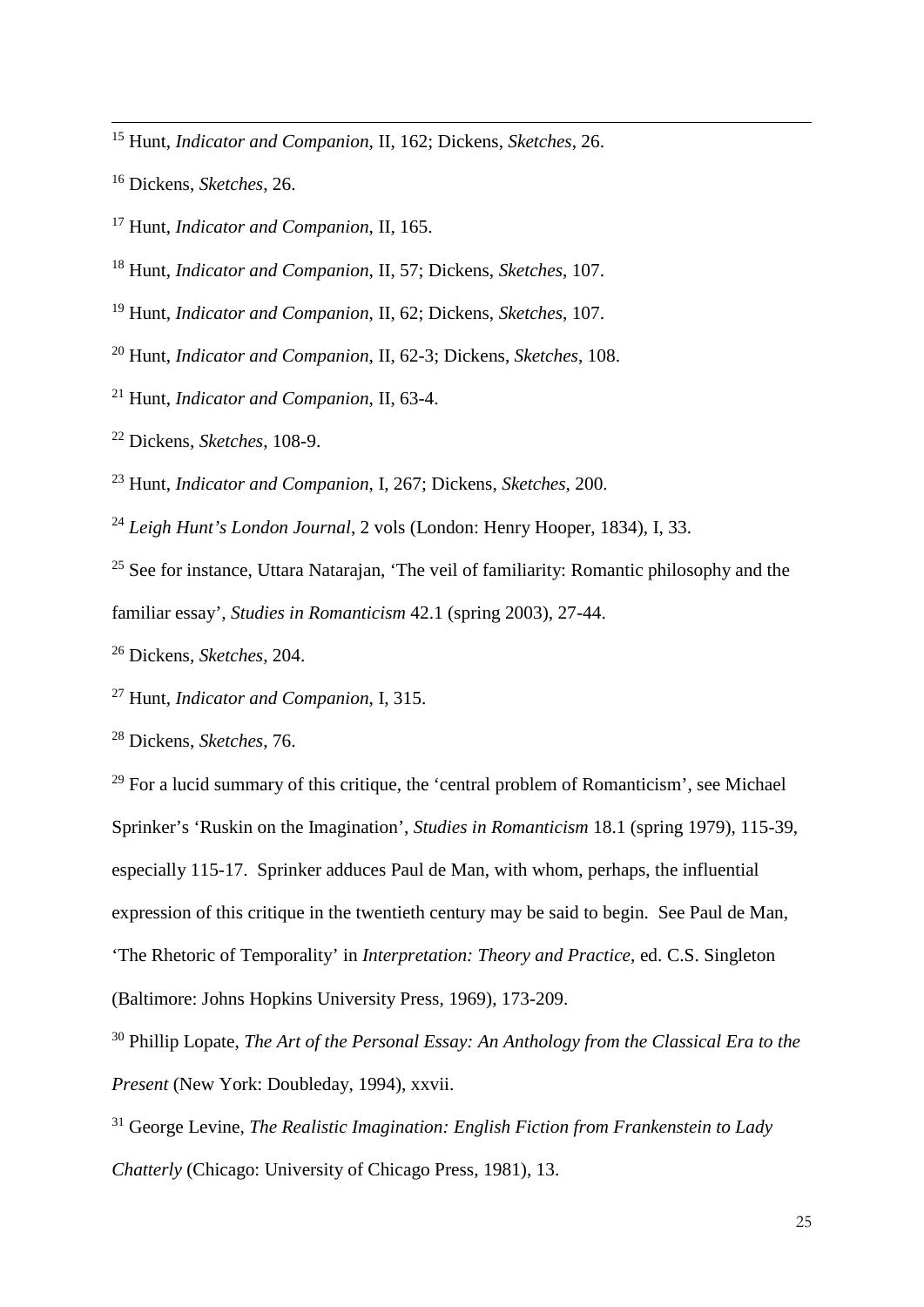[15] Hunt, *Indicator and Companion*, II, 162; Dickens, *Sketches*, 26.

[16] Dickens, *Sketches*, 26.

[17] Hunt, *Indicator and Companion*, II, 165.

[18] Hunt, *Indicator and Companion*, II, 57; Dickens, *Sketches*, 107.

[19] Hunt, *Indicator and Companion*, II, 62; Dickens, *Sketches*, 107.

[20] Hunt, *Indicator and Companion*, II, 62-3; Dickens, *Sketches*, 108.

[21] Hunt, *Indicator and Companion*, II, 63-4.

[22] Dickens, *Sketches*, 108-9.

[23] Hunt, *Indicator and Companion*, I, 267; Dickens, *Sketches*, 200.

[24] *Leigh Hunt's London Journal*, 2 vols (London: Henry Hooper, 1834), I, 33.

[25] See for instance, Uttara Natarajan, 'The veil of familiarity: Romantic philosophy and the familiar essay', *Studies in Romanticism* 42.1 (spring 2003), 27-44.

[26] Dickens, *Sketches*, 204.

[27] Hunt, *Indicator and Companion*, I, 315.

[28] Dickens, *Sketches*, 76.

[29] For a lucid summary of this critique, the 'central problem of Romanticism', see Michael Sprinker's 'Ruskin on the Imagination', *Studies in Romanticism* 18.1 (spring 1979), 115-39, especially 115-17. Sprinker adduces Paul de Man, with whom, perhaps, the influential expression of this critique in the twentieth century may be said to begin. See Paul de Man, 'The Rhetoric of Temporality' in *Interpretation: Theory and Practice*, ed. C.S. Singleton (Baltimore: Johns Hopkins University Press, 1969), 173-209.

[30] Phillip Lopate, *The Art of the Personal Essay: An Anthology from the Classical Era to the Present* (New York: Doubleday, 1994), xxvii.

[31] George Levine, *The Realistic Imagination: English Fiction from Frankenstein to Lady Chatterly* (Chicago: University of Chicago Press, 1981), 13.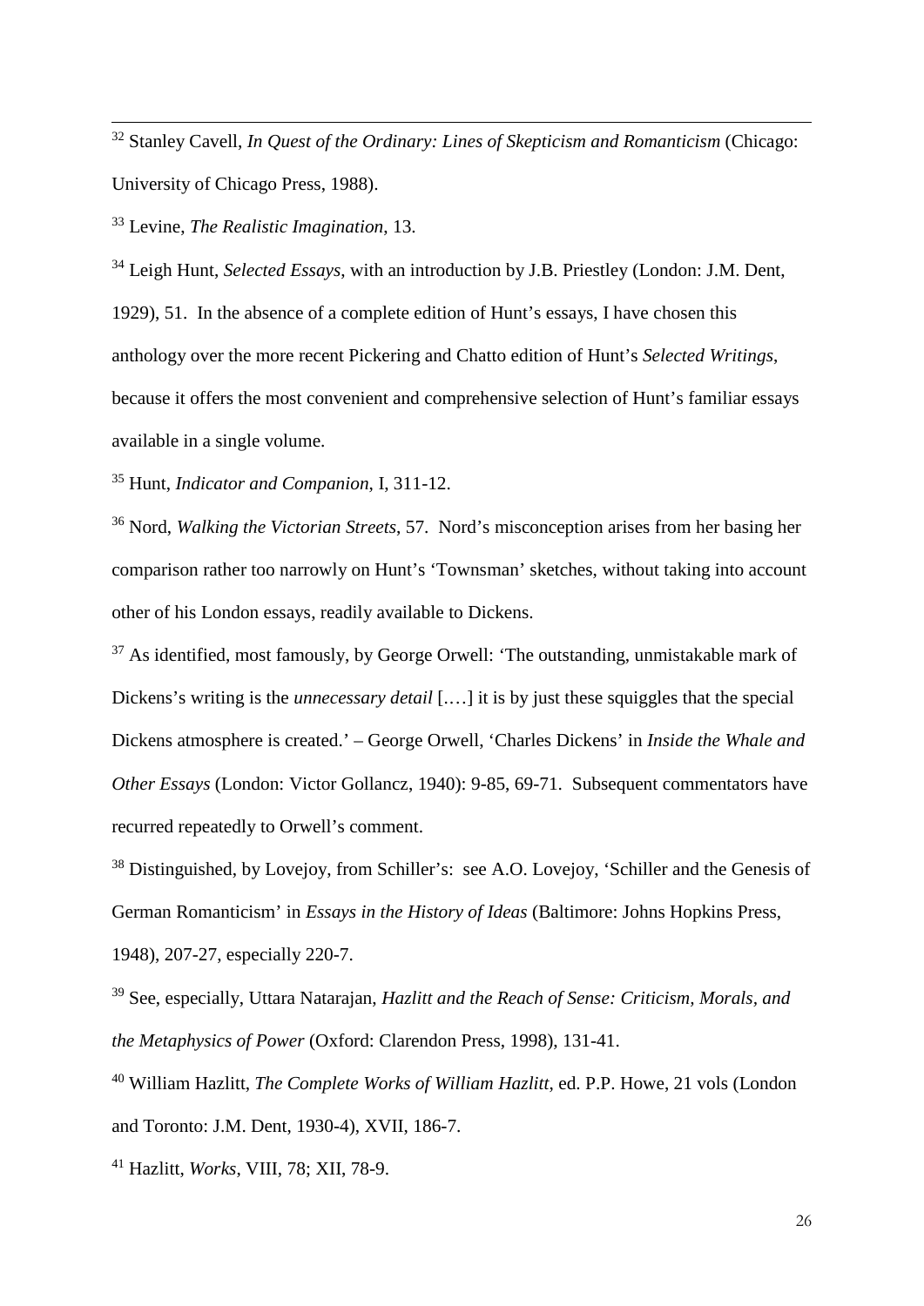[32] Stanley Cavell, *In Quest of the Ordinary: Lines of Skepticism and Romanticism* (Chicago: University of Chicago Press, 1988).

[33] Levine, *The Realistic Imagination*, 13.

[34] Leigh Hunt, *Selected Essays*, with an introduction by J.B. Priestley (London: J.M. Dent, 1929), 51. In the absence of a complete edition of Hunt's essays, I have chosen this anthology over the more recent Pickering and Chatto edition of Hunt's *Selected Writings*, because it offers the most convenient and comprehensive selection of Hunt's familiar essays available in a single volume.

[35] Hunt, *Indicator and Companion*, I, 311-12.

[36] Nord, *Walking the Victorian Streets*, 57. Nord's misconception arises from her basing her comparison rather too narrowly on Hunt's 'Townsman' sketches, without taking into account other of his London essays, readily available to Dickens.

[37] As identified, most famously, by George Orwell: 'The outstanding, unmistakable mark of Dickens's writing is the *unnecessary detail* [.…] it is by just these squiggles that the special Dickens atmosphere is created.' – George Orwell, 'Charles Dickens' in *Inside the Whale and Other Essays* (London: Victor Gollancz, 1940): 9-85, 69-71. Subsequent commentators have recurred repeatedly to Orwell's comment.

[38] Distinguished, by Lovejoy, from Schiller's: see A.O. Lovejoy, 'Schiller and the Genesis of German Romanticism' in *Essays in the History of Ideas* (Baltimore: Johns Hopkins Press, 1948), 207-27, especially 220-7.

[39] See, especially, Uttara Natarajan, *Hazlitt and the Reach of Sense: Criticism, Morals, and the Metaphysics of Power* (Oxford: Clarendon Press, 1998), 131-41.

[40] William Hazlitt, *The Complete Works of William Hazlitt*, ed. P.P. Howe, 21 vols (London and Toronto: J.M. Dent, 1930-4), XVII, 186-7.

[41] Hazlitt, *Works*, VIII, 78; XII, 78-9.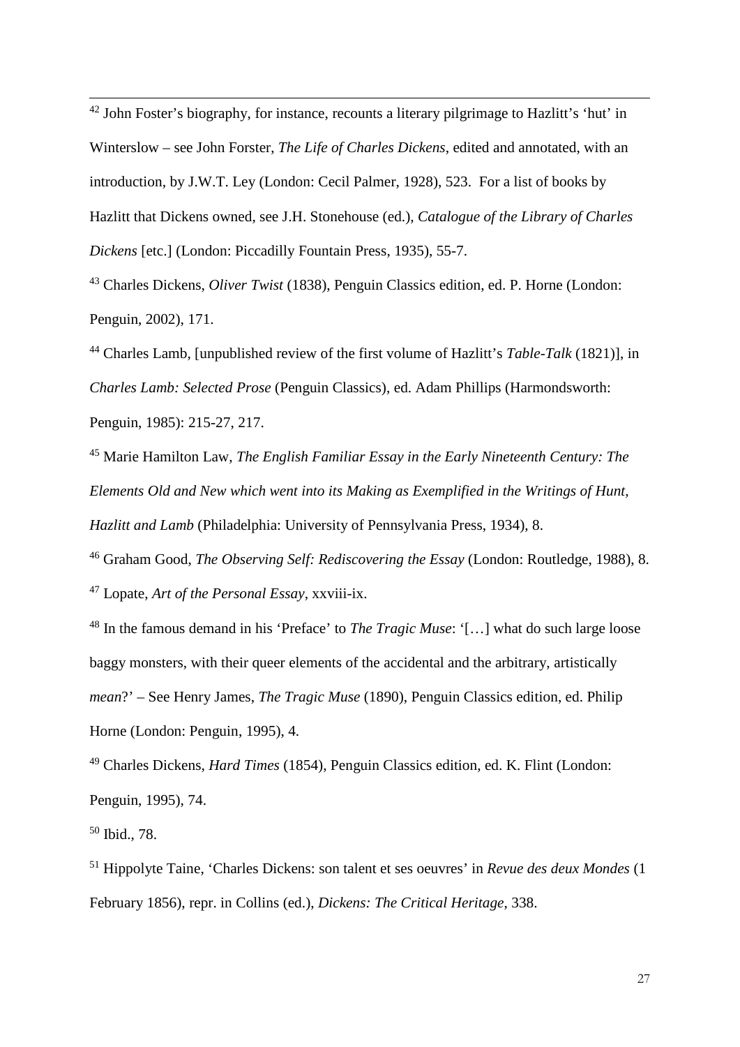[42] John Foster's biography, for instance, recounts a literary pilgrimage to Hazlitt's 'hut' in Winterslow – see John Forster, *The Life of Charles Dickens*, edited and annotated, with an introduction, by J.W.T. Ley (London: Cecil Palmer, 1928), 523. For a list of books by Hazlitt that Dickens owned, see J.H. Stonehouse (ed.), *Catalogue of the Library of Charles Dickens* [etc.] (London: Piccadilly Fountain Press, 1935), 55-7.

[43] Charles Dickens, *Oliver Twist* (1838), Penguin Classics edition, ed. P. Horne (London: Penguin, 2002), 171.

[44] Charles Lamb, [unpublished review of the first volume of Hazlitt's *Table-Talk* (1821)], in *Charles Lamb: Selected Prose* (Penguin Classics), ed. Adam Phillips (Harmondsworth: Penguin, 1985): 215-27, 217.

[45] Marie Hamilton Law, *The English Familiar Essay in the Early Nineteenth Century: The Elements Old and New which went into its Making as Exemplified in the Writings of Hunt, Hazlitt and Lamb* (Philadelphia: University of Pennsylvania Press, 1934), 8.

[46] Graham Good, *The Observing Self: Rediscovering the Essay* (London: Routledge, 1988), 8.

[47] Lopate, *Art of the Personal Essay*, xxviii-ix.

[48] In the famous demand in his 'Preface' to *The Tragic Muse*: '[…] what do such large loose baggy monsters, with their queer elements of the accidental and the arbitrary, artistically *mean*?' – See Henry James, *The Tragic Muse* (1890), Penguin Classics edition, ed. Philip Horne (London: Penguin, 1995), 4.

[49] Charles Dickens, *Hard Times* (1854), Penguin Classics edition, ed. K. Flint (London: Penguin, 1995), 74.

[50] Ibid., 78.

[51] Hippolyte Taine, 'Charles Dickens: son talent et ses oeuvres' in *Revue des deux Mondes* (1 February 1856), repr. in Collins (ed.), *Dickens: The Critical Heritage*, 338.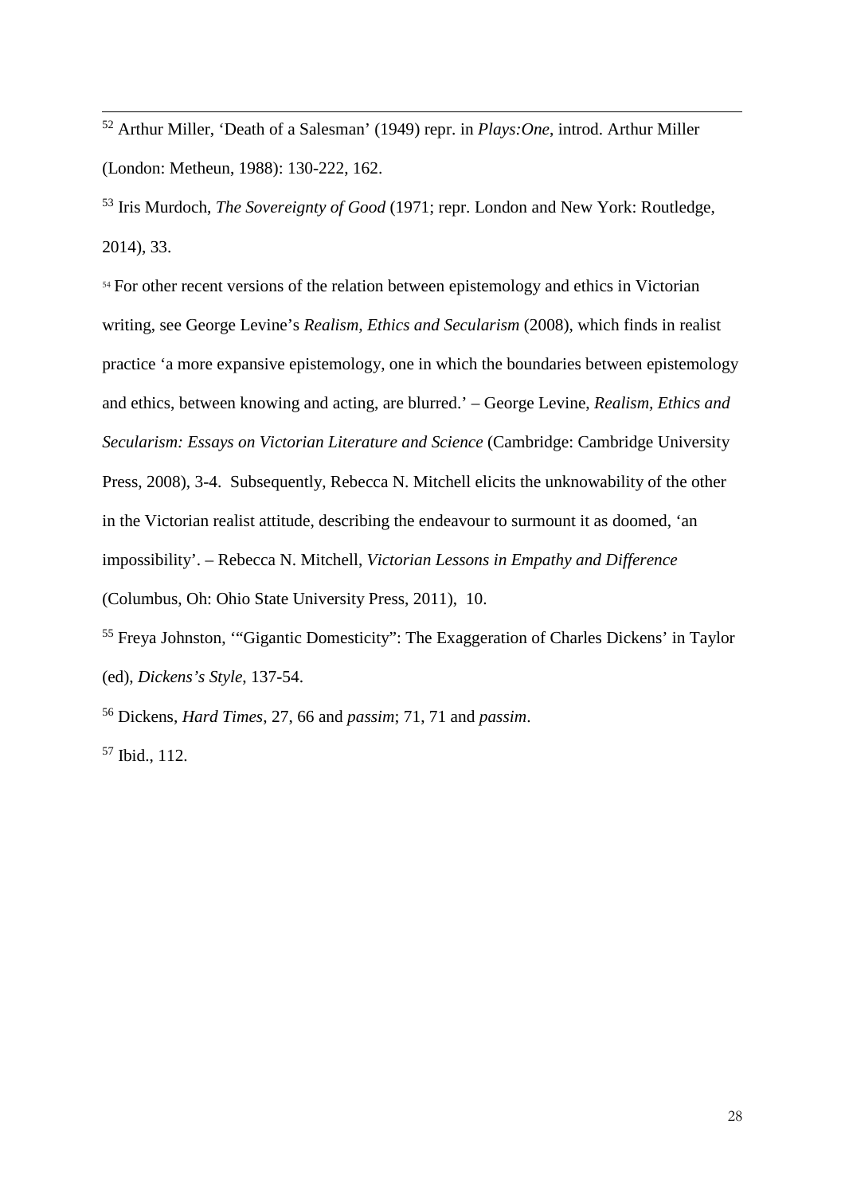[52] Arthur Miller, 'Death of a Salesman' (1949) repr. in *Plays:One*, introd. Arthur Miller (London: Metheun, 1988): 130-222, 162.

[53] Iris Murdoch, *The Sovereignty of Good* (1971; repr. London and New York: Routledge, 2014), 33.

[54] For other recent versions of the relation between epistemology and ethics in Victorian writing, see George Levine's *Realism, Ethics and Secularism* (2008), which finds in realist practice 'a more expansive epistemology, one in which the boundaries between epistemology and ethics, between knowing and acting, are blurred.' – George Levine, *Realism, Ethics and Secularism: Essays on Victorian Literature and Science* (Cambridge: Cambridge University Press, 2008), 3-4. Subsequently, Rebecca N. Mitchell elicits the unknowability of the other in the Victorian realist attitude, describing the endeavour to surmount it as doomed, 'an impossibility'. – Rebecca N. Mitchell, *Victorian Lessons in Empathy and Difference* (Columbus, Oh: Ohio State University Press, 2011), 10.

[55] Freya Johnston, '"Gigantic Domesticity": The Exaggeration of Charles Dickens' in Taylor (ed), *Dickens's Style*, 137-54.

[56] Dickens, *Hard Times*, 27, 66 and *passim*; 71, 71 and *passim*.

[57] Ibid., 112.